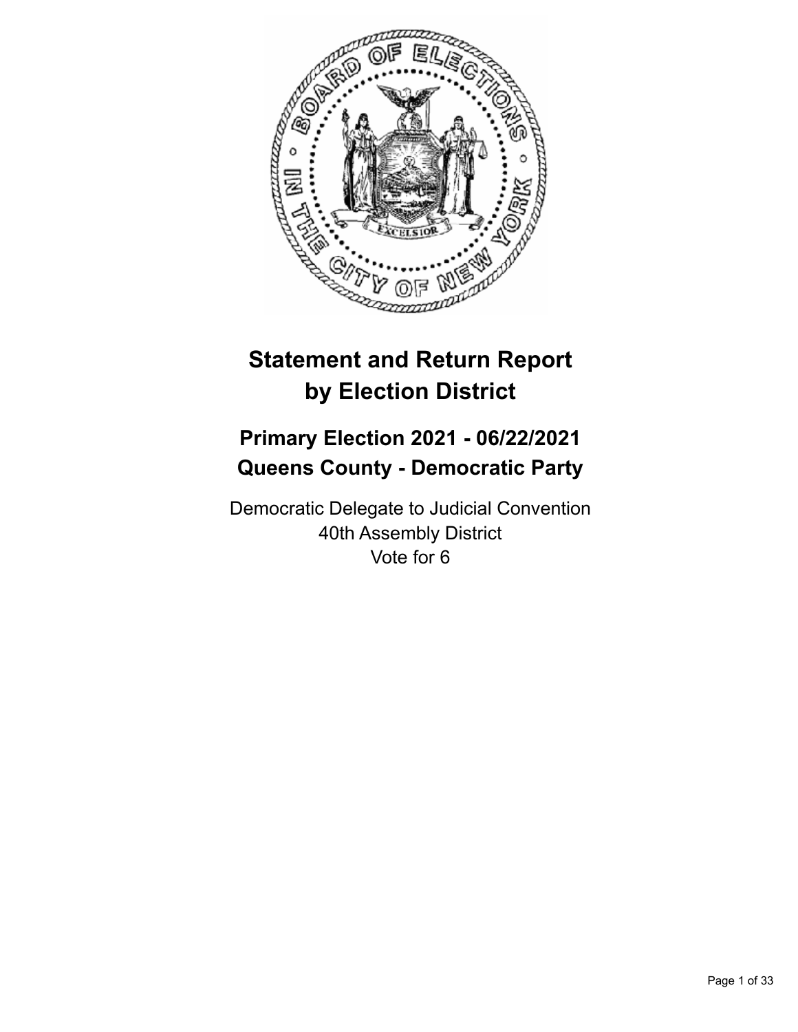# Statement and Return Report by Election District

## Primary Election 2021 - 06/22/2021
## Queens County - Democratic Party

Democratic Delegate to Judicial Convention
40th Assembly District
Vote for 6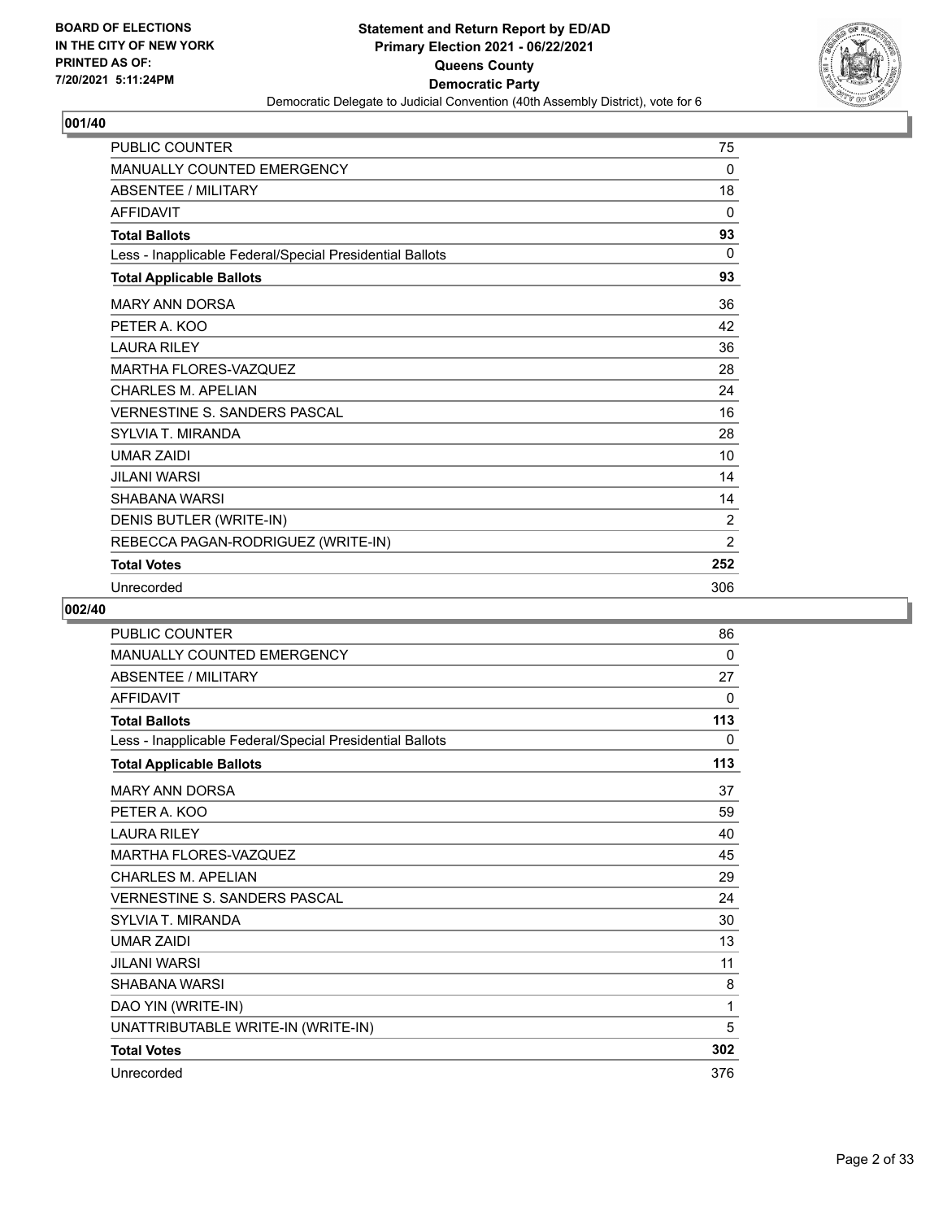**Statement and Return Report by ED/AD**
**Primary Election 2021 - 06/22/2021**
**Queens County**
**Democratic Party**
Democratic Delegate to Judicial Convention (40th Assembly District), vote for 6

BOARD OF ELECTIONS IN THE CITY OF NEW YORK PRINTED AS OF: 7/20/2021 5:11:24PM

## 001/40

| | |
|---|---|
| PUBLIC COUNTER | 75 |
| MANUALLY COUNTED EMERGENCY | 0 |
| ABSENTEE / MILITARY | 18 |
| AFFIDAVIT | 0 |
| **Total Ballots** | **93** |
| Less - Inapplicable Federal/Special Presidential Ballots | 0 |
| **Total Applicable Ballots** | **93** |
| MARY ANN DORSA | 36 |
| PETER A. KOO | 42 |
| LAURA RILEY | 36 |
| MARTHA FLORES-VAZQUEZ | 28 |
| CHARLES M. APELIAN | 24 |
| VERNESTINE S. SANDERS PASCAL | 16 |
| SYLVIA T. MIRANDA | 28 |
| UMAR ZAIDI | 10 |
| JILANI WARSI | 14 |
| SHABANA WARSI | 14 |
| DENIS BUTLER (WRITE-IN) | 2 |
| REBECCA PAGAN-RODRIGUEZ (WRITE-IN) | 2 |
| **Total Votes** | **252** |
| Unrecorded | 306 |

## 002/40

| | |
|---|---|
| PUBLIC COUNTER | 86 |
| MANUALLY COUNTED EMERGENCY | 0 |
| ABSENTEE / MILITARY | 27 |
| AFFIDAVIT | 0 |
| **Total Ballots** | **113** |
| Less - Inapplicable Federal/Special Presidential Ballots | 0 |
| **Total Applicable Ballots** | **113** |
| MARY ANN DORSA | 37 |
| PETER A. KOO | 59 |
| LAURA RILEY | 40 |
| MARTHA FLORES-VAZQUEZ | 45 |
| CHARLES M. APELIAN | 29 |
| VERNESTINE S. SANDERS PASCAL | 24 |
| SYLVIA T. MIRANDA | 30 |
| UMAR ZAIDI | 13 |
| JILANI WARSI | 11 |
| SHABANA WARSI | 8 |
| DAO YIN (WRITE-IN) | 1 |
| UNATTRIBUTABLE WRITE-IN (WRITE-IN) | 5 |
| **Total Votes** | **302** |
| Unrecorded | 376 |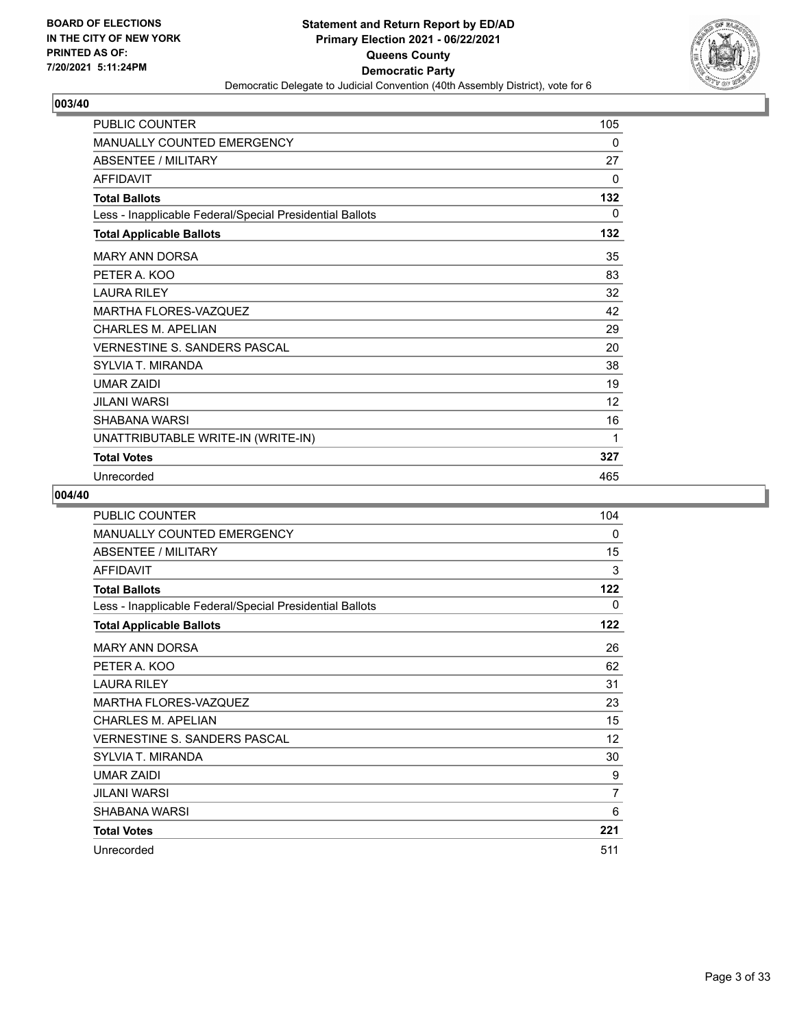BOARD OF ELECTIONS
IN THE CITY OF NEW YORK
PRINTED AS OF:
7/20/2021 5:11:24PM

**Statement and Return Report by ED/AD**
**Primary Election 2021 - 06/22/2021**
**Queens County**
**Democratic Party**
Democratic Delegate to Judicial Convention (40th Assembly District), vote for 6

## 003/40

| | |
|---|---|
| PUBLIC COUNTER | 105 |
| MANUALLY COUNTED EMERGENCY | 0 |
| ABSENTEE / MILITARY | 27 |
| AFFIDAVIT | 0 |
| **Total Ballots** | **132** |
| Less - Inapplicable Federal/Special Presidential Ballots | 0 |
| **Total Applicable Ballots** | **132** |
| MARY ANN DORSA | 35 |
| PETER A. KOO | 83 |
| LAURA RILEY | 32 |
| MARTHA FLORES-VAZQUEZ | 42 |
| CHARLES M. APELIAN | 29 |
| VERNESTINE S. SANDERS PASCAL | 20 |
| SYLVIA T. MIRANDA | 38 |
| UMAR ZAIDI | 19 |
| JILANI WARSI | 12 |
| SHABANA WARSI | 16 |
| UNATTRIBUTABLE WRITE-IN (WRITE-IN) | 1 |
| **Total Votes** | **327** |
| Unrecorded | 465 |

## 004/40

| | |
|---|---|
| PUBLIC COUNTER | 104 |
| MANUALLY COUNTED EMERGENCY | 0 |
| ABSENTEE / MILITARY | 15 |
| AFFIDAVIT | 3 |
| **Total Ballots** | **122** |
| Less - Inapplicable Federal/Special Presidential Ballots | 0 |
| **Total Applicable Ballots** | **122** |
| MARY ANN DORSA | 26 |
| PETER A. KOO | 62 |
| LAURA RILEY | 31 |
| MARTHA FLORES-VAZQUEZ | 23 |
| CHARLES M. APELIAN | 15 |
| VERNESTINE S. SANDERS PASCAL | 12 |
| SYLVIA T. MIRANDA | 30 |
| UMAR ZAIDI | 9 |
| JILANI WARSI | 7 |
| SHABANA WARSI | 6 |
| **Total Votes** | **221** |
| Unrecorded | 511 |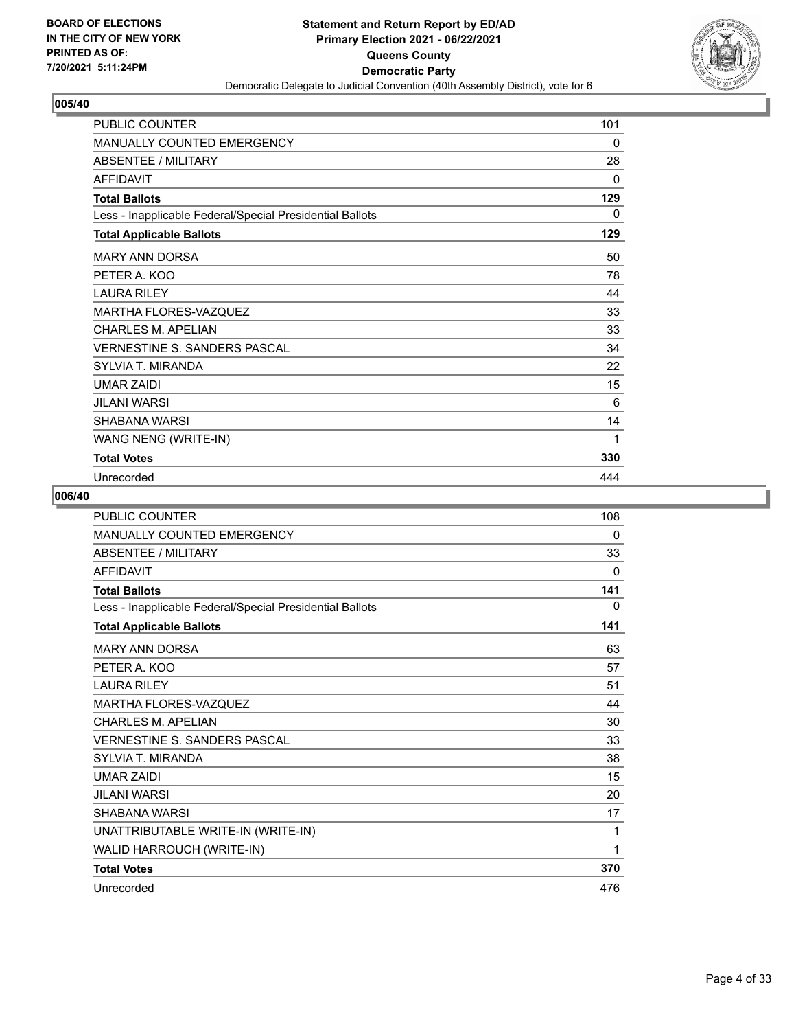**Statement and Return Report by ED/AD**
**Primary Election 2021 - 06/22/2021**
**Queens County**
**Democratic Party**
Democratic Delegate to Judicial Convention (40th Assembly District), vote for 6

BOARD OF ELECTIONS IN THE CITY OF NEW YORK PRINTED AS OF: 7/20/2021 5:11:24PM

## 005/40

| | |
|---|---|
| PUBLIC COUNTER | 101 |
| MANUALLY COUNTED EMERGENCY | 0 |
| ABSENTEE / MILITARY | 28 |
| AFFIDAVIT | 0 |
| **Total Ballots** | **129** |
| Less - Inapplicable Federal/Special Presidential Ballots | 0 |
| **Total Applicable Ballots** | **129** |
| MARY ANN DORSA | 50 |
| PETER A. KOO | 78 |
| LAURA RILEY | 44 |
| MARTHA FLORES-VAZQUEZ | 33 |
| CHARLES M. APELIAN | 33 |
| VERNESTINE S. SANDERS PASCAL | 34 |
| SYLVIA T. MIRANDA | 22 |
| UMAR ZAIDI | 15 |
| JILANI WARSI | 6 |
| SHABANA WARSI | 14 |
| WANG NENG (WRITE-IN) | 1 |
| **Total Votes** | **330** |
| Unrecorded | 444 |

## 006/40

| | |
|---|---|
| PUBLIC COUNTER | 108 |
| MANUALLY COUNTED EMERGENCY | 0 |
| ABSENTEE / MILITARY | 33 |
| AFFIDAVIT | 0 |
| **Total Ballots** | **141** |
| Less - Inapplicable Federal/Special Presidential Ballots | 0 |
| **Total Applicable Ballots** | **141** |
| MARY ANN DORSA | 63 |
| PETER A. KOO | 57 |
| LAURA RILEY | 51 |
| MARTHA FLORES-VAZQUEZ | 44 |
| CHARLES M. APELIAN | 30 |
| VERNESTINE S. SANDERS PASCAL | 33 |
| SYLVIA T. MIRANDA | 38 |
| UMAR ZAIDI | 15 |
| JILANI WARSI | 20 |
| SHABANA WARSI | 17 |
| UNATTRIBUTABLE WRITE-IN (WRITE-IN) | 1 |
| WALID HARROUCH (WRITE-IN) | 1 |
| **Total Votes** | **370** |
| Unrecorded | 476 |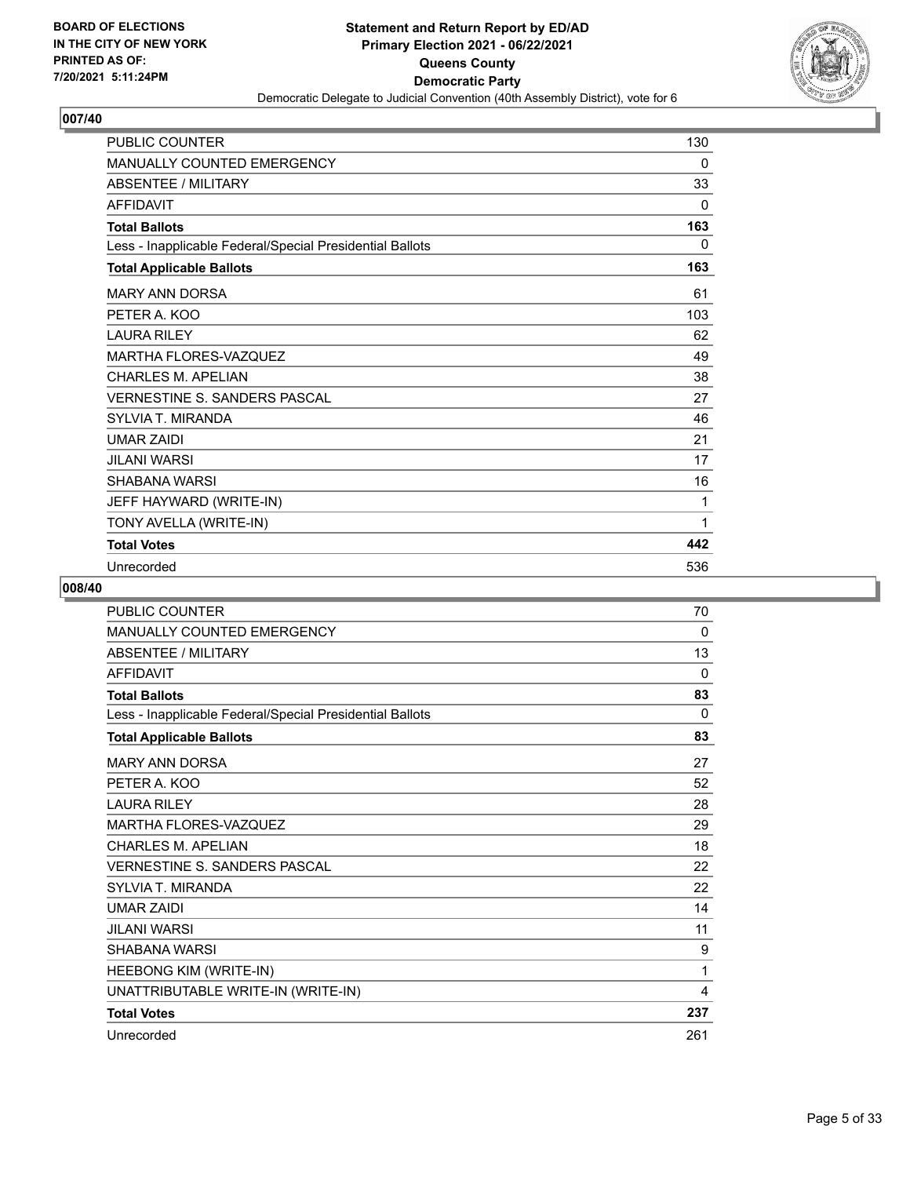**BOARD OF ELECTIONS IN THE CITY OF NEW YORK PRINTED AS OF: 7/20/2021 5:11:24PM**

**Statement and Return Report by ED/AD Primary Election 2021 - 06/22/2021 Queens County Democratic Party**

Democratic Delegate to Judicial Convention (40th Assembly District), vote for 6

## 007/40

| | |
|---|---|
| PUBLIC COUNTER | 130 |
| MANUALLY COUNTED EMERGENCY | 0 |
| ABSENTEE / MILITARY | 33 |
| AFFIDAVIT | 0 |
| **Total Ballots** | **163** |
| Less - Inapplicable Federal/Special Presidential Ballots | 0 |
| **Total Applicable Ballots** | **163** |
| MARY ANN DORSA | 61 |
| PETER A. KOO | 103 |
| LAURA RILEY | 62 |
| MARTHA FLORES-VAZQUEZ | 49 |
| CHARLES M. APELIAN | 38 |
| VERNESTINE S. SANDERS PASCAL | 27 |
| SYLVIA T. MIRANDA | 46 |
| UMAR ZAIDI | 21 |
| JILANI WARSI | 17 |
| SHABANA WARSI | 16 |
| JEFF HAYWARD (WRITE-IN) | 1 |
| TONY AVELLA (WRITE-IN) | 1 |
| **Total Votes** | **442** |
| Unrecorded | 536 |

## 008/40

| | |
|---|---|
| PUBLIC COUNTER | 70 |
| MANUALLY COUNTED EMERGENCY | 0 |
| ABSENTEE / MILITARY | 13 |
| AFFIDAVIT | 0 |
| **Total Ballots** | **83** |
| Less - Inapplicable Federal/Special Presidential Ballots | 0 |
| **Total Applicable Ballots** | **83** |
| MARY ANN DORSA | 27 |
| PETER A. KOO | 52 |
| LAURA RILEY | 28 |
| MARTHA FLORES-VAZQUEZ | 29 |
| CHARLES M. APELIAN | 18 |
| VERNESTINE S. SANDERS PASCAL | 22 |
| SYLVIA T. MIRANDA | 22 |
| UMAR ZAIDI | 14 |
| JILANI WARSI | 11 |
| SHABANA WARSI | 9 |
| HEEBONG KIM (WRITE-IN) | 1 |
| UNATTRIBUTABLE WRITE-IN (WRITE-IN) | 4 |
| **Total Votes** | **237** |
| Unrecorded | 261 |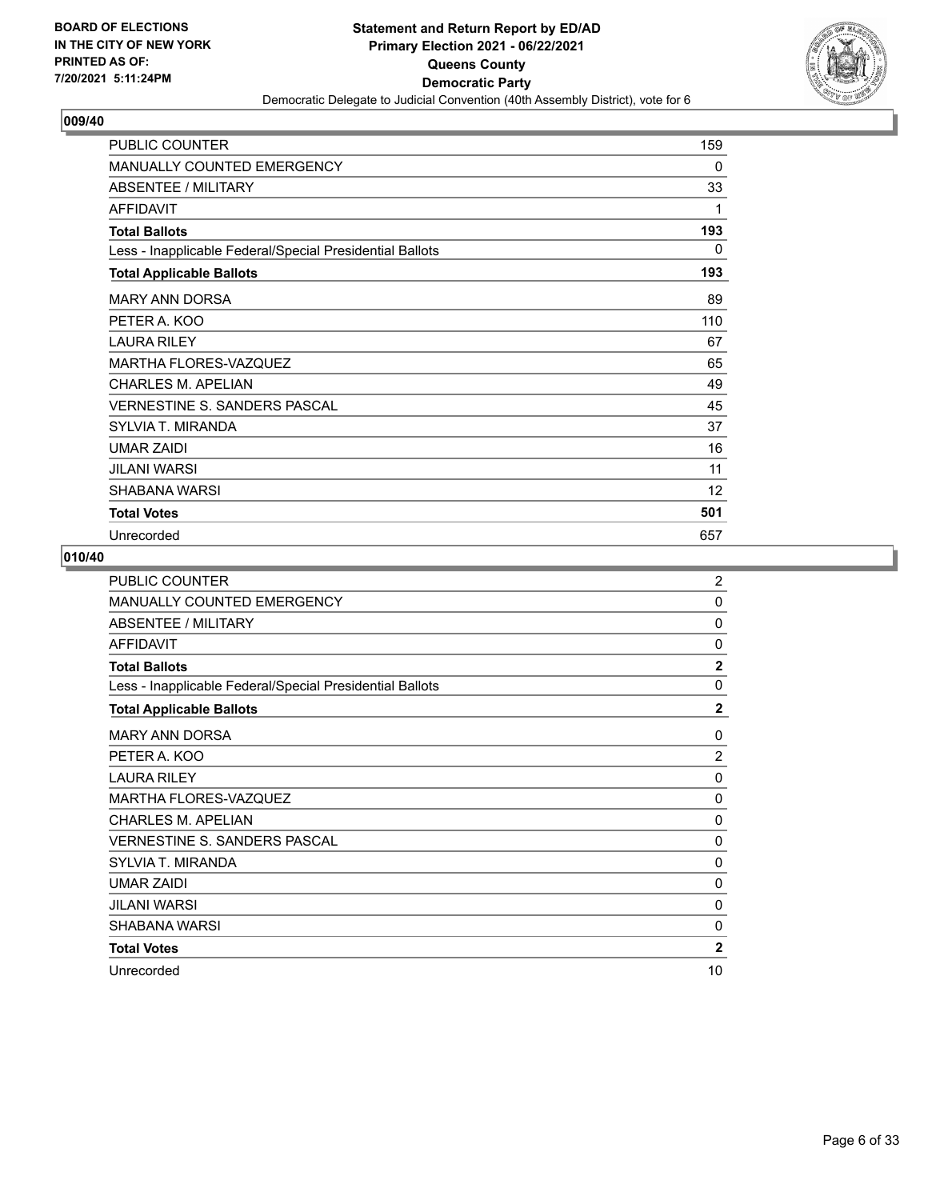BOARD OF ELECTIONS
IN THE CITY OF NEW YORK
PRINTED AS OF:
7/20/2021 5:11:24PM

**Statement and Return Report by ED/AD**
**Primary Election 2021 - 06/22/2021**
**Queens County**
**Democratic Party**
Democratic Delegate to Judicial Convention (40th Assembly District), vote for 6

## 009/40

| | |
|---|---|
| PUBLIC COUNTER | 159 |
| MANUALLY COUNTED EMERGENCY | 0 |
| ABSENTEE / MILITARY | 33 |
| AFFIDAVIT | 1 |
| **Total Ballots** | **193** |
| Less - Inapplicable Federal/Special Presidential Ballots | 0 |
| **Total Applicable Ballots** | **193** |
| MARY ANN DORSA | 89 |
| PETER A. KOO | 110 |
| LAURA RILEY | 67 |
| MARTHA FLORES-VAZQUEZ | 65 |
| CHARLES M. APELIAN | 49 |
| VERNESTINE S. SANDERS PASCAL | 45 |
| SYLVIA T. MIRANDA | 37 |
| UMAR ZAIDI | 16 |
| JILANI WARSI | 11 |
| SHABANA WARSI | 12 |
| **Total Votes** | **501** |
| Unrecorded | 657 |

## 010/40

| | |
|---|---|
| PUBLIC COUNTER | 2 |
| MANUALLY COUNTED EMERGENCY | 0 |
| ABSENTEE / MILITARY | 0 |
| AFFIDAVIT | 0 |
| **Total Ballots** | **2** |
| Less - Inapplicable Federal/Special Presidential Ballots | 0 |
| **Total Applicable Ballots** | **2** |
| MARY ANN DORSA | 0 |
| PETER A. KOO | 2 |
| LAURA RILEY | 0 |
| MARTHA FLORES-VAZQUEZ | 0 |
| CHARLES M. APELIAN | 0 |
| VERNESTINE S. SANDERS PASCAL | 0 |
| SYLVIA T. MIRANDA | 0 |
| UMAR ZAIDI | 0 |
| JILANI WARSI | 0 |
| SHABANA WARSI | 0 |
| **Total Votes** | **2** |
| Unrecorded | 10 |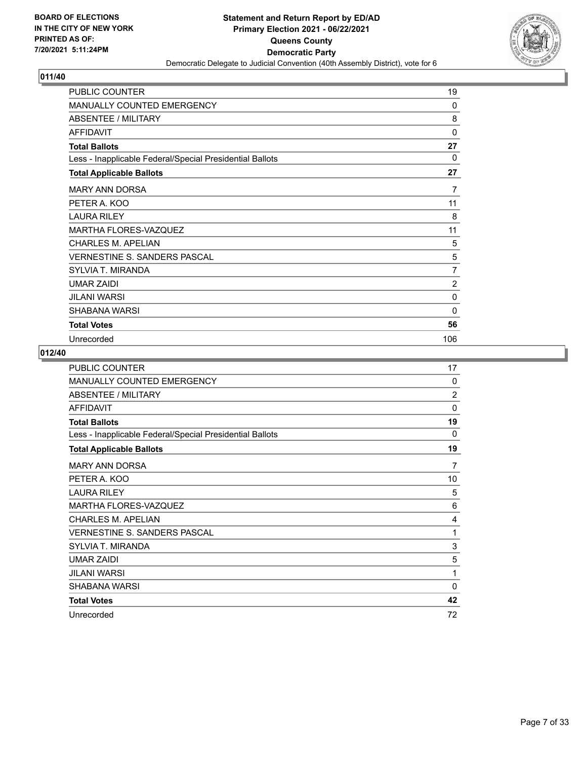**BOARD OF ELECTIONS IN THE CITY OF NEW YORK PRINTED AS OF: 7/20/2021 5:11:24PM**

**Statement and Return Report by ED/AD**
**Primary Election 2021 - 06/22/2021**
**Queens County**
**Democratic Party**
Democratic Delegate to Judicial Convention (40th Assembly District), vote for 6

## 011/40

| | |
|---|---|
| PUBLIC COUNTER | 19 |
| MANUALLY COUNTED EMERGENCY | 0 |
| ABSENTEE / MILITARY | 8 |
| AFFIDAVIT | 0 |
| **Total Ballots** | **27** |
| Less - Inapplicable Federal/Special Presidential Ballots | 0 |
| **Total Applicable Ballots** | **27** |
| MARY ANN DORSA | 7 |
| PETER A. KOO | 11 |
| LAURA RILEY | 8 |
| MARTHA FLORES-VAZQUEZ | 11 |
| CHARLES M. APELIAN | 5 |
| VERNESTINE S. SANDERS PASCAL | 5 |
| SYLVIA T. MIRANDA | 7 |
| UMAR ZAIDI | 2 |
| JILANI WARSI | 0 |
| SHABANA WARSI | 0 |
| **Total Votes** | **56** |
| Unrecorded | 106 |

## 012/40

| | |
|---|---|
| PUBLIC COUNTER | 17 |
| MANUALLY COUNTED EMERGENCY | 0 |
| ABSENTEE / MILITARY | 2 |
| AFFIDAVIT | 0 |
| **Total Ballots** | **19** |
| Less - Inapplicable Federal/Special Presidential Ballots | 0 |
| **Total Applicable Ballots** | **19** |
| MARY ANN DORSA | 7 |
| PETER A. KOO | 10 |
| LAURA RILEY | 5 |
| MARTHA FLORES-VAZQUEZ | 6 |
| CHARLES M. APELIAN | 4 |
| VERNESTINE S. SANDERS PASCAL | 1 |
| SYLVIA T. MIRANDA | 3 |
| UMAR ZAIDI | 5 |
| JILANI WARSI | 1 |
| SHABANA WARSI | 0 |
| **Total Votes** | **42** |
| Unrecorded | 72 |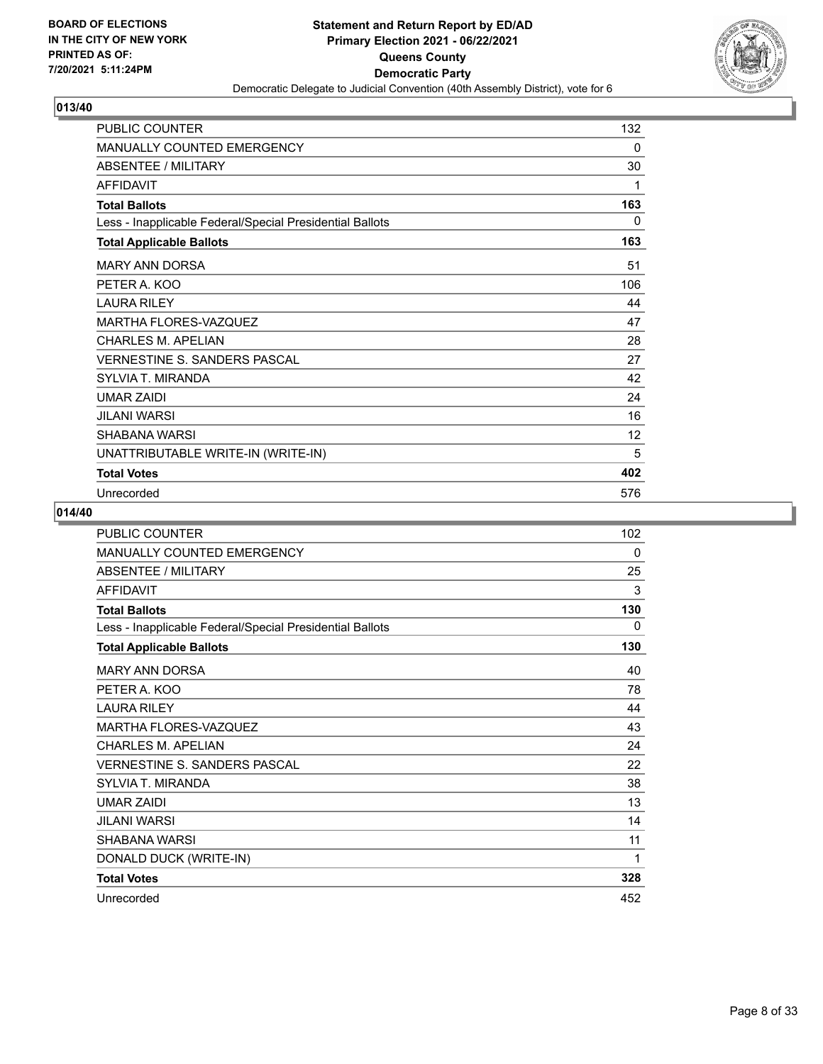**BOARD OF ELECTIONS IN THE CITY OF NEW YORK PRINTED AS OF: 7/20/2021 5:11:24PM**

**Statement and Return Report by ED/AD Primary Election 2021 - 06/22/2021 Queens County Democratic Party**

Democratic Delegate to Judicial Convention (40th Assembly District), vote for 6

## 013/40

| | |
|---|---|
| PUBLIC COUNTER | 132 |
| MANUALLY COUNTED EMERGENCY | 0 |
| ABSENTEE / MILITARY | 30 |
| AFFIDAVIT | 1 |
| **Total Ballots** | **163** |
| Less - Inapplicable Federal/Special Presidential Ballots | 0 |
| **Total Applicable Ballots** | **163** |
| MARY ANN DORSA | 51 |
| PETER A. KOO | 106 |
| LAURA RILEY | 44 |
| MARTHA FLORES-VAZQUEZ | 47 |
| CHARLES M. APELIAN | 28 |
| VERNESTINE S. SANDERS PASCAL | 27 |
| SYLVIA T. MIRANDA | 42 |
| UMAR ZAIDI | 24 |
| JILANI WARSI | 16 |
| SHABANA WARSI | 12 |
| UNATTRIBUTABLE WRITE-IN (WRITE-IN) | 5 |
| **Total Votes** | **402** |
| Unrecorded | 576 |

## 014/40

| | |
|---|---|
| PUBLIC COUNTER | 102 |
| MANUALLY COUNTED EMERGENCY | 0 |
| ABSENTEE / MILITARY | 25 |
| AFFIDAVIT | 3 |
| **Total Ballots** | **130** |
| Less - Inapplicable Federal/Special Presidential Ballots | 0 |
| **Total Applicable Ballots** | **130** |
| MARY ANN DORSA | 40 |
| PETER A. KOO | 78 |
| LAURA RILEY | 44 |
| MARTHA FLORES-VAZQUEZ | 43 |
| CHARLES M. APELIAN | 24 |
| VERNESTINE S. SANDERS PASCAL | 22 |
| SYLVIA T. MIRANDA | 38 |
| UMAR ZAIDI | 13 |
| JILANI WARSI | 14 |
| SHABANA WARSI | 11 |
| DONALD DUCK (WRITE-IN) | 1 |
| **Total Votes** | **328** |
| Unrecorded | 452 |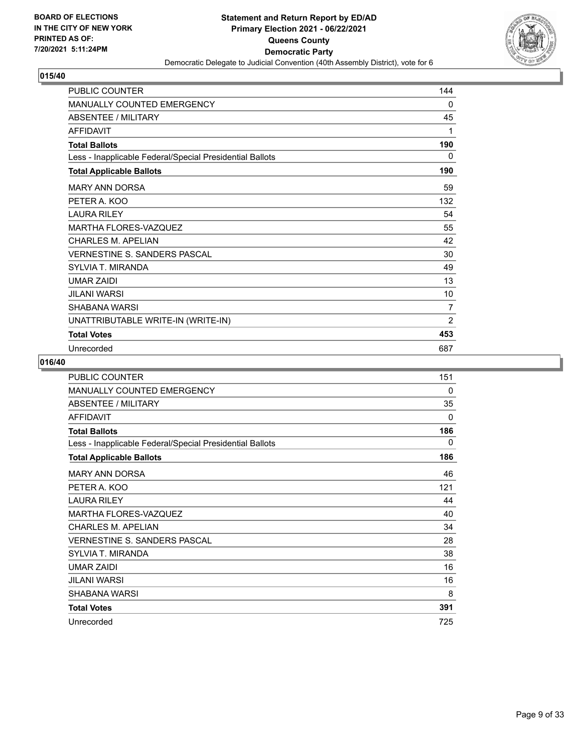## 015/40

| | |
|---|---|
| PUBLIC COUNTER | 144 |
| MANUALLY COUNTED EMERGENCY | 0 |
| ABSENTEE / MILITARY | 45 |
| AFFIDAVIT | 1 |
| **Total Ballots** | **190** |
| Less - Inapplicable Federal/Special Presidential Ballots | 0 |
| **Total Applicable Ballots** | **190** |
| MARY ANN DORSA | 59 |
| PETER A. KOO | 132 |
| LAURA RILEY | 54 |
| MARTHA FLORES-VAZQUEZ | 55 |
| CHARLES M. APELIAN | 42 |
| VERNESTINE S. SANDERS PASCAL | 30 |
| SYLVIA T. MIRANDA | 49 |
| UMAR ZAIDI | 13 |
| JILANI WARSI | 10 |
| SHABANA WARSI | 7 |
| UNATTRIBUTABLE WRITE-IN (WRITE-IN) | 2 |
| **Total Votes** | **453** |
| Unrecorded | 687 |

## 016/40

| | |
|---|---|
| PUBLIC COUNTER | 151 |
| MANUALLY COUNTED EMERGENCY | 0 |
| ABSENTEE / MILITARY | 35 |
| AFFIDAVIT | 0 |
| **Total Ballots** | **186** |
| Less - Inapplicable Federal/Special Presidential Ballots | 0 |
| **Total Applicable Ballots** | **186** |
| MARY ANN DORSA | 46 |
| PETER A. KOO | 121 |
| LAURA RILEY | 44 |
| MARTHA FLORES-VAZQUEZ | 40 |
| CHARLES M. APELIAN | 34 |
| VERNESTINE S. SANDERS PASCAL | 28 |
| SYLVIA T. MIRANDA | 38 |
| UMAR ZAIDI | 16 |
| JILANI WARSI | 16 |
| SHABANA WARSI | 8 |
| **Total Votes** | **391** |
| Unrecorded | 725 |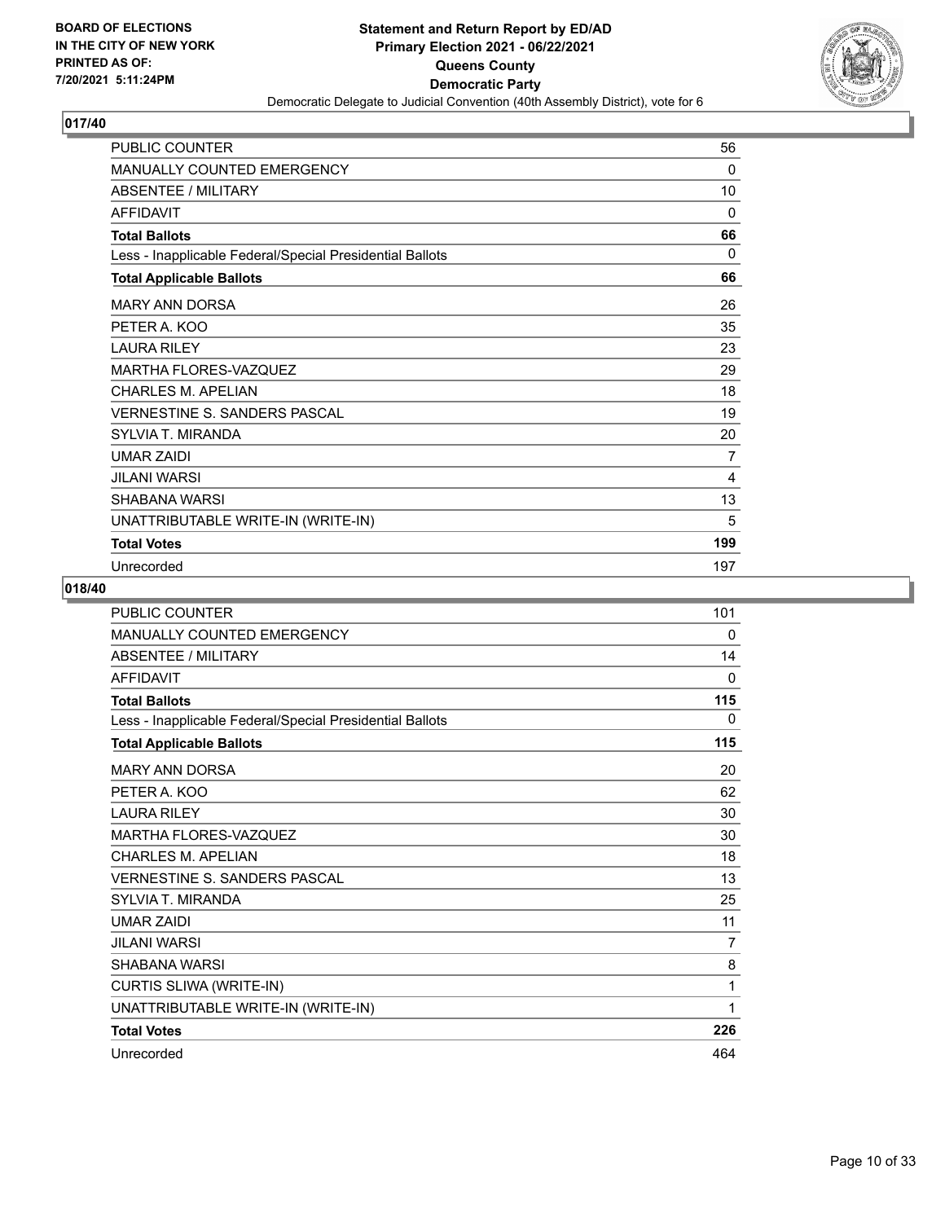**BOARD OF ELECTIONS IN THE CITY OF NEW YORK PRINTED AS OF: 7/20/2021 5:11:24PM**

**Statement and Return Report by ED/AD Primary Election 2021 - 06/22/2021 Queens County Democratic Party**

Democratic Delegate to Judicial Convention (40th Assembly District), vote for 6

## 017/40

| | |
|---|---|
| PUBLIC COUNTER | 56 |
| MANUALLY COUNTED EMERGENCY | 0 |
| ABSENTEE / MILITARY | 10 |
| AFFIDAVIT | 0 |
| **Total Ballots** | **66** |
| Less - Inapplicable Federal/Special Presidential Ballots | 0 |
| **Total Applicable Ballots** | **66** |
| MARY ANN DORSA | 26 |
| PETER A. KOO | 35 |
| LAURA RILEY | 23 |
| MARTHA FLORES-VAZQUEZ | 29 |
| CHARLES M. APELIAN | 18 |
| VERNESTINE S. SANDERS PASCAL | 19 |
| SYLVIA T. MIRANDA | 20 |
| UMAR ZAIDI | 7 |
| JILANI WARSI | 4 |
| SHABANA WARSI | 13 |
| UNATTRIBUTABLE WRITE-IN (WRITE-IN) | 5 |
| **Total Votes** | **199** |
| Unrecorded | 197 |

## 018/40

| | |
|---|---|
| PUBLIC COUNTER | 101 |
| MANUALLY COUNTED EMERGENCY | 0 |
| ABSENTEE / MILITARY | 14 |
| AFFIDAVIT | 0 |
| **Total Ballots** | **115** |
| Less - Inapplicable Federal/Special Presidential Ballots | 0 |
| **Total Applicable Ballots** | **115** |
| MARY ANN DORSA | 20 |
| PETER A. KOO | 62 |
| LAURA RILEY | 30 |
| MARTHA FLORES-VAZQUEZ | 30 |
| CHARLES M. APELIAN | 18 |
| VERNESTINE S. SANDERS PASCAL | 13 |
| SYLVIA T. MIRANDA | 25 |
| UMAR ZAIDI | 11 |
| JILANI WARSI | 7 |
| SHABANA WARSI | 8 |
| CURTIS SLIWA (WRITE-IN) | 1 |
| UNATTRIBUTABLE WRITE-IN (WRITE-IN) | 1 |
| **Total Votes** | **226** |
| Unrecorded | 464 |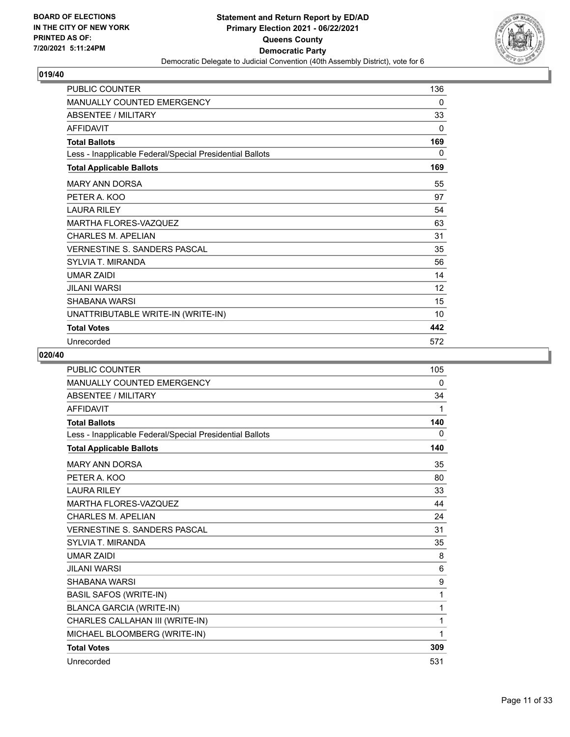**Statement and Return Report by ED/AD**
**Primary Election 2021 - 06/22/2021**
**Queens County**
**Democratic Party**
Democratic Delegate to Judicial Convention (40th Assembly District), vote for 6

BOARD OF ELECTIONS
IN THE CITY OF NEW YORK
PRINTED AS OF:
7/20/2021 5:11:24PM

### 019/40

| | |
|---|---|
| PUBLIC COUNTER | 136 |
| MANUALLY COUNTED EMERGENCY | 0 |
| ABSENTEE / MILITARY | 33 |
| AFFIDAVIT | 0 |
| **Total Ballots** | **169** |
| Less - Inapplicable Federal/Special Presidential Ballots | 0 |
| **Total Applicable Ballots** | **169** |
| MARY ANN DORSA | 55 |
| PETER A. KOO | 97 |
| LAURA RILEY | 54 |
| MARTHA FLORES-VAZQUEZ | 63 |
| CHARLES M. APELIAN | 31 |
| VERNESTINE S. SANDERS PASCAL | 35 |
| SYLVIA T. MIRANDA | 56 |
| UMAR ZAIDI | 14 |
| JILANI WARSI | 12 |
| SHABANA WARSI | 15 |
| UNATTRIBUTABLE WRITE-IN (WRITE-IN) | 10 |
| **Total Votes** | **442** |
| Unrecorded | 572 |

### 020/40

| | |
|---|---|
| PUBLIC COUNTER | 105 |
| MANUALLY COUNTED EMERGENCY | 0 |
| ABSENTEE / MILITARY | 34 |
| AFFIDAVIT | 1 |
| **Total Ballots** | **140** |
| Less - Inapplicable Federal/Special Presidential Ballots | 0 |
| **Total Applicable Ballots** | **140** |
| MARY ANN DORSA | 35 |
| PETER A. KOO | 80 |
| LAURA RILEY | 33 |
| MARTHA FLORES-VAZQUEZ | 44 |
| CHARLES M. APELIAN | 24 |
| VERNESTINE S. SANDERS PASCAL | 31 |
| SYLVIA T. MIRANDA | 35 |
| UMAR ZAIDI | 8 |
| JILANI WARSI | 6 |
| SHABANA WARSI | 9 |
| BASIL SAFOS (WRITE-IN) | 1 |
| BLANCA GARCIA (WRITE-IN) | 1 |
| CHARLES CALLAHAN III (WRITE-IN) | 1 |
| MICHAEL BLOOMBERG (WRITE-IN) | 1 |
| **Total Votes** | **309** |
| Unrecorded | 531 |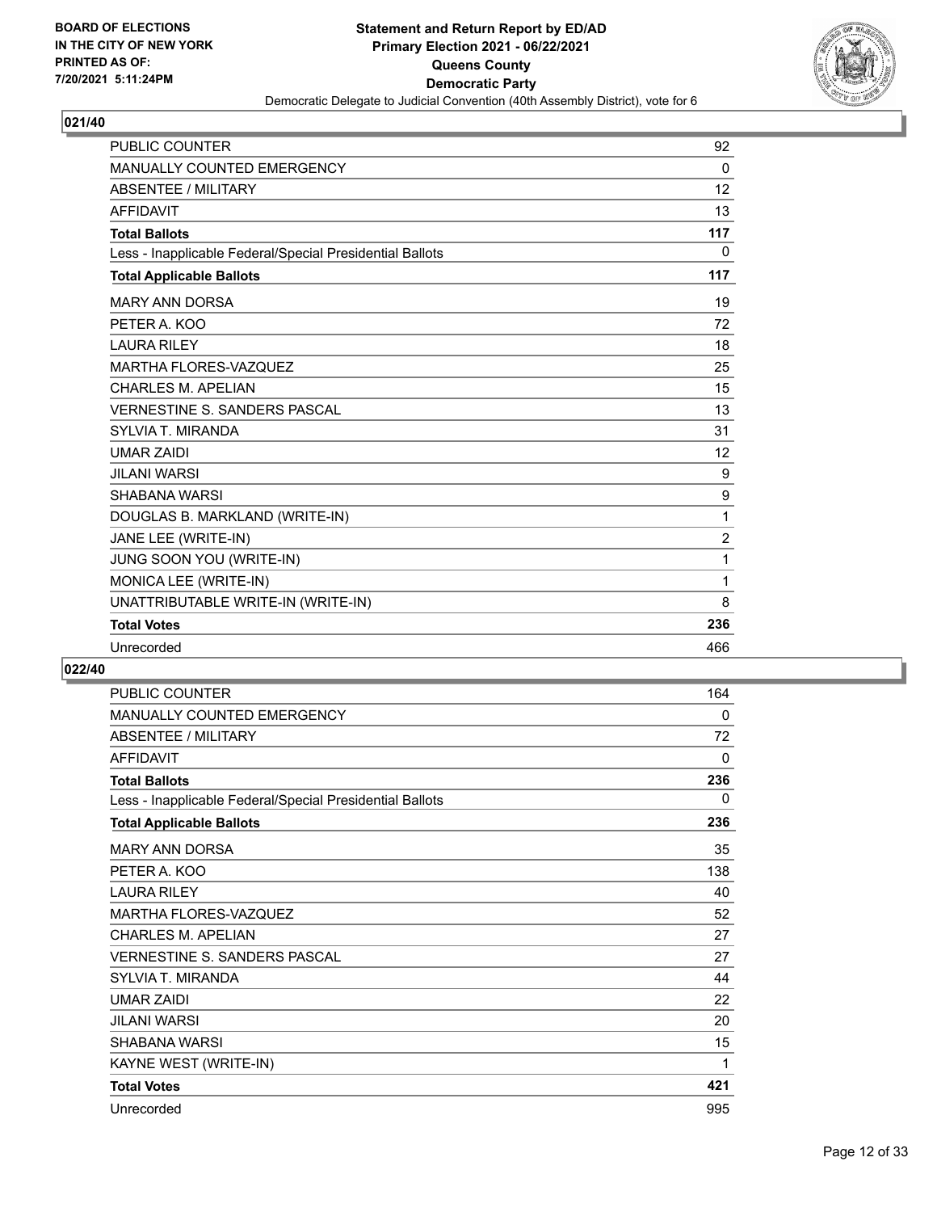**BOARD OF ELECTIONS IN THE CITY OF NEW YORK PRINTED AS OF: 7/20/2021 5:11:24PM**

# Statement and Return Report by ED/AD
## Primary Election 2021 - 06/22/2021
## Queens County
## Democratic Party
### Democratic Delegate to Judicial Convention (40th Assembly District), vote for 6

### 021/40

| | |
|---|---|
| PUBLIC COUNTER | 92 |
| MANUALLY COUNTED EMERGENCY | 0 |
| ABSENTEE / MILITARY | 12 |
| AFFIDAVIT | 13 |
| **Total Ballots** | **117** |
| Less - Inapplicable Federal/Special Presidential Ballots | 0 |
| **Total Applicable Ballots** | **117** |
| MARY ANN DORSA | 19 |
| PETER A. KOO | 72 |
| LAURA RILEY | 18 |
| MARTHA FLORES-VAZQUEZ | 25 |
| CHARLES M. APELIAN | 15 |
| VERNESTINE S. SANDERS PASCAL | 13 |
| SYLVIA T. MIRANDA | 31 |
| UMAR ZAIDI | 12 |
| JILANI WARSI | 9 |
| SHABANA WARSI | 9 |
| DOUGLAS B. MARKLAND (WRITE-IN) | 1 |
| JANE LEE (WRITE-IN) | 2 |
| JUNG SOON YOU (WRITE-IN) | 1 |
| MONICA LEE (WRITE-IN) | 1 |
| UNATTRIBUTABLE WRITE-IN (WRITE-IN) | 8 |
| **Total Votes** | **236** |
| Unrecorded | 466 |

### 022/40

| | |
|---|---|
| PUBLIC COUNTER | 164 |
| MANUALLY COUNTED EMERGENCY | 0 |
| ABSENTEE / MILITARY | 72 |
| AFFIDAVIT | 0 |
| **Total Ballots** | **236** |
| Less - Inapplicable Federal/Special Presidential Ballots | 0 |
| **Total Applicable Ballots** | **236** |
| MARY ANN DORSA | 35 |
| PETER A. KOO | 138 |
| LAURA RILEY | 40 |
| MARTHA FLORES-VAZQUEZ | 52 |
| CHARLES M. APELIAN | 27 |
| VERNESTINE S. SANDERS PASCAL | 27 |
| SYLVIA T. MIRANDA | 44 |
| UMAR ZAIDI | 22 |
| JILANI WARSI | 20 |
| SHABANA WARSI | 15 |
| KAYNE WEST (WRITE-IN) | 1 |
| **Total Votes** | **421** |
| Unrecorded | 995 |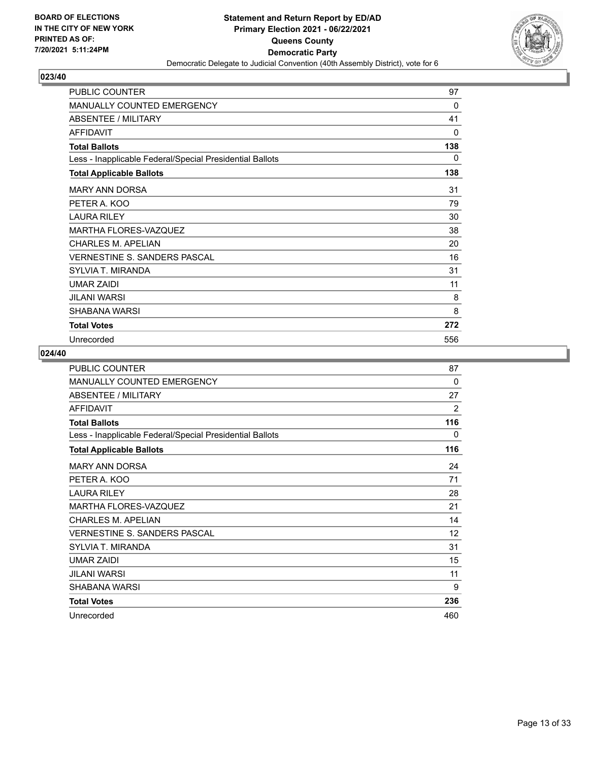## 023/40

| | |
|---|---|
| PUBLIC COUNTER | 97 |
| MANUALLY COUNTED EMERGENCY | 0 |
| ABSENTEE / MILITARY | 41 |
| AFFIDAVIT | 0 |
| **Total Ballots** | **138** |
| Less - Inapplicable Federal/Special Presidential Ballots | 0 |
| **Total Applicable Ballots** | **138** |
| MARY ANN DORSA | 31 |
| PETER A. KOO | 79 |
| LAURA RILEY | 30 |
| MARTHA FLORES-VAZQUEZ | 38 |
| CHARLES M. APELIAN | 20 |
| VERNESTINE S. SANDERS PASCAL | 16 |
| SYLVIA T. MIRANDA | 31 |
| UMAR ZAIDI | 11 |
| JILANI WARSI | 8 |
| SHABANA WARSI | 8 |
| **Total Votes** | **272** |
| Unrecorded | 556 |

## 024/40

| | |
|---|---|
| PUBLIC COUNTER | 87 |
| MANUALLY COUNTED EMERGENCY | 0 |
| ABSENTEE / MILITARY | 27 |
| AFFIDAVIT | 2 |
| **Total Ballots** | **116** |
| Less - Inapplicable Federal/Special Presidential Ballots | 0 |
| **Total Applicable Ballots** | **116** |
| MARY ANN DORSA | 24 |
| PETER A. KOO | 71 |
| LAURA RILEY | 28 |
| MARTHA FLORES-VAZQUEZ | 21 |
| CHARLES M. APELIAN | 14 |
| VERNESTINE S. SANDERS PASCAL | 12 |
| SYLVIA T. MIRANDA | 31 |
| UMAR ZAIDI | 15 |
| JILANI WARSI | 11 |
| SHABANA WARSI | 9 |
| **Total Votes** | **236** |
| Unrecorded | 460 |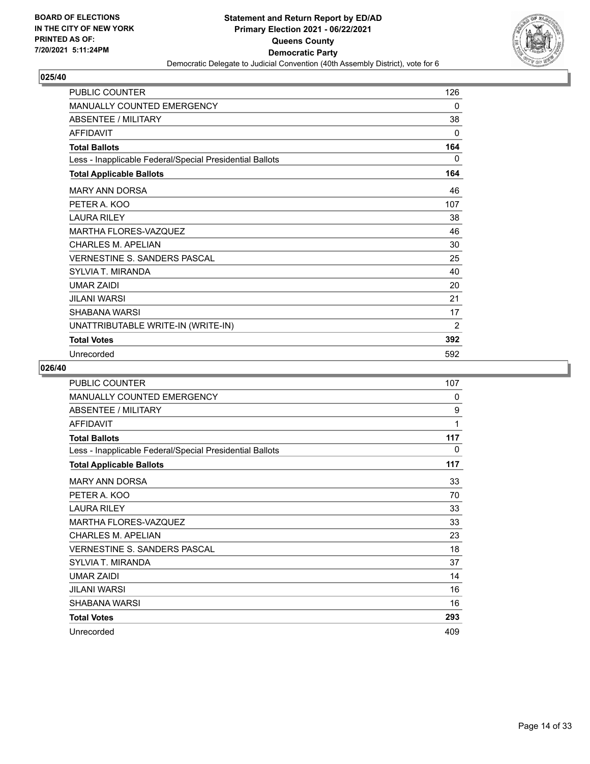**BOARD OF ELECTIONS IN THE CITY OF NEW YORK PRINTED AS OF: 7/20/2021 5:11:24PM**

**Statement and Return Report by ED/AD**
**Primary Election 2021 - 06/22/2021**
**Queens County**
**Democratic Party**
Democratic Delegate to Judicial Convention (40th Assembly District), vote for 6

## 025/40

| | |
|---|---|
| PUBLIC COUNTER | 126 |
| MANUALLY COUNTED EMERGENCY | 0 |
| ABSENTEE / MILITARY | 38 |
| AFFIDAVIT | 0 |
| **Total Ballots** | **164** |
| Less - Inapplicable Federal/Special Presidential Ballots | 0 |
| **Total Applicable Ballots** | **164** |
| MARY ANN DORSA | 46 |
| PETER A. KOO | 107 |
| LAURA RILEY | 38 |
| MARTHA FLORES-VAZQUEZ | 46 |
| CHARLES M. APELIAN | 30 |
| VERNESTINE S. SANDERS PASCAL | 25 |
| SYLVIA T. MIRANDA | 40 |
| UMAR ZAIDI | 20 |
| JILANI WARSI | 21 |
| SHABANA WARSI | 17 |
| UNATTRIBUTABLE WRITE-IN (WRITE-IN) | 2 |
| **Total Votes** | **392** |
| Unrecorded | 592 |

## 026/40

| | |
|---|---|
| PUBLIC COUNTER | 107 |
| MANUALLY COUNTED EMERGENCY | 0 |
| ABSENTEE / MILITARY | 9 |
| AFFIDAVIT | 1 |
| **Total Ballots** | **117** |
| Less - Inapplicable Federal/Special Presidential Ballots | 0 |
| **Total Applicable Ballots** | **117** |
| MARY ANN DORSA | 33 |
| PETER A. KOO | 70 |
| LAURA RILEY | 33 |
| MARTHA FLORES-VAZQUEZ | 33 |
| CHARLES M. APELIAN | 23 |
| VERNESTINE S. SANDERS PASCAL | 18 |
| SYLVIA T. MIRANDA | 37 |
| UMAR ZAIDI | 14 |
| JILANI WARSI | 16 |
| SHABANA WARSI | 16 |
| **Total Votes** | **293** |
| Unrecorded | 409 |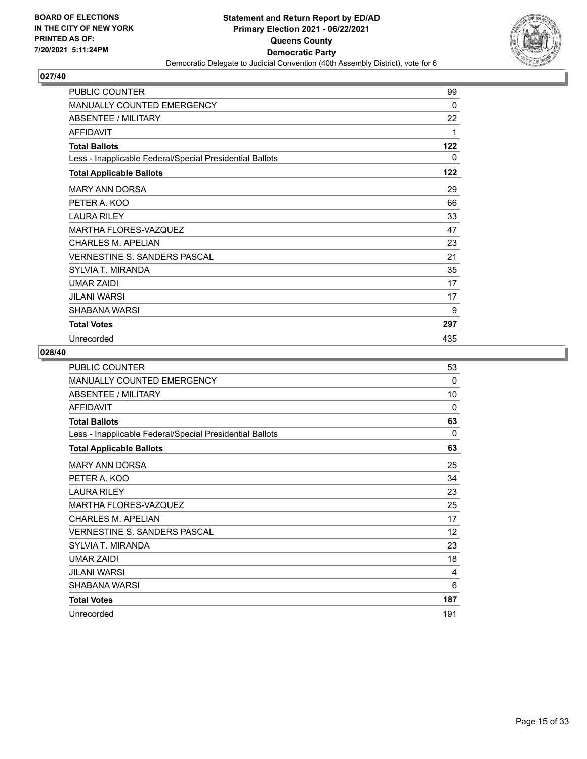**BOARD OF ELECTIONS**
**IN THE CITY OF NEW YORK**
**PRINTED AS OF:**
**7/20/2021 5:11:24PM**

**Statement and Return Report by ED/AD**
**Primary Election 2021 - 06/22/2021**
**Queens County**
**Democratic Party**
Democratic Delegate to Judicial Convention (40th Assembly District), vote for 6

## 027/40

| | |
|---|---|
| PUBLIC COUNTER | 99 |
| MANUALLY COUNTED EMERGENCY | 0 |
| ABSENTEE / MILITARY | 22 |
| AFFIDAVIT | 1 |
| **Total Ballots** | **122** |
| Less - Inapplicable Federal/Special Presidential Ballots | 0 |
| **Total Applicable Ballots** | **122** |
| MARY ANN DORSA | 29 |
| PETER A. KOO | 66 |
| LAURA RILEY | 33 |
| MARTHA FLORES-VAZQUEZ | 47 |
| CHARLES M. APELIAN | 23 |
| VERNESTINE S. SANDERS PASCAL | 21 |
| SYLVIA T. MIRANDA | 35 |
| UMAR ZAIDI | 17 |
| JILANI WARSI | 17 |
| SHABANA WARSI | 9 |
| **Total Votes** | **297** |
| Unrecorded | 435 |

## 028/40

| | |
|---|---|
| PUBLIC COUNTER | 53 |
| MANUALLY COUNTED EMERGENCY | 0 |
| ABSENTEE / MILITARY | 10 |
| AFFIDAVIT | 0 |
| **Total Ballots** | **63** |
| Less - Inapplicable Federal/Special Presidential Ballots | 0 |
| **Total Applicable Ballots** | **63** |
| MARY ANN DORSA | 25 |
| PETER A. KOO | 34 |
| LAURA RILEY | 23 |
| MARTHA FLORES-VAZQUEZ | 25 |
| CHARLES M. APELIAN | 17 |
| VERNESTINE S. SANDERS PASCAL | 12 |
| SYLVIA T. MIRANDA | 23 |
| UMAR ZAIDI | 18 |
| JILANI WARSI | 4 |
| SHABANA WARSI | 6 |
| **Total Votes** | **187** |
| Unrecorded | 191 |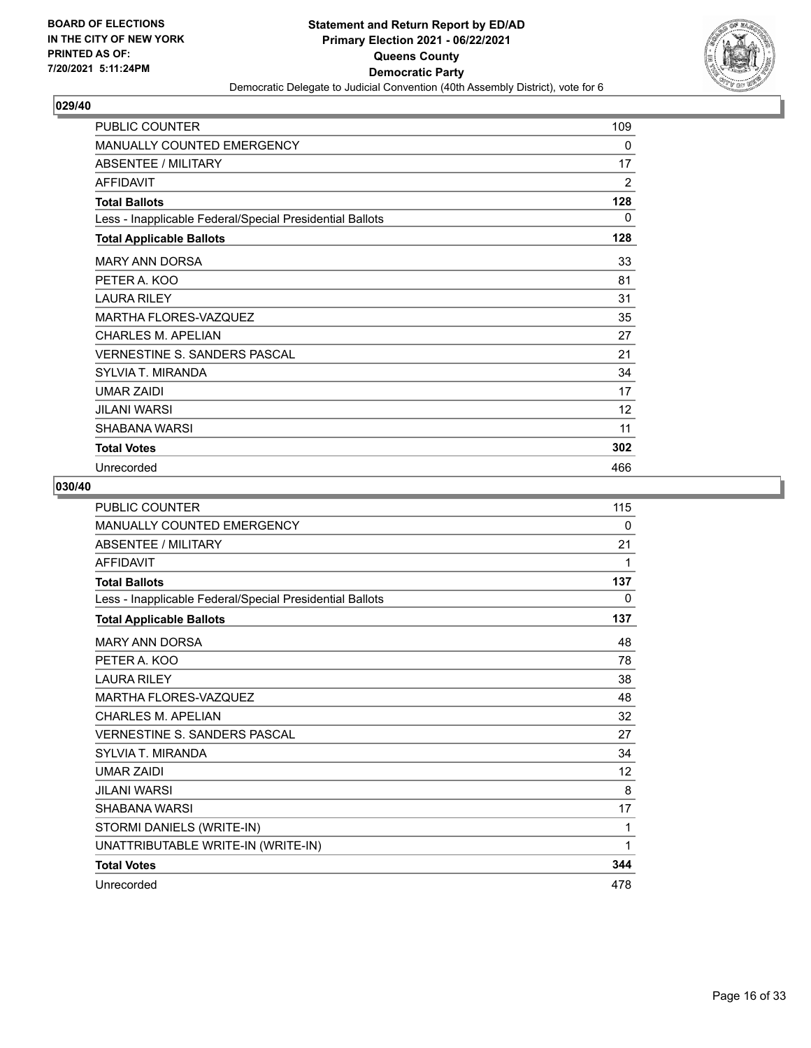**BOARD OF ELECTIONS IN THE CITY OF NEW YORK PRINTED AS OF: 7/20/2021 5:11:24PM**

**Statement and Return Report by ED/AD
Primary Election 2021 - 06/22/2021
Queens County
Democratic Party**
Democratic Delegate to Judicial Convention (40th Assembly District), vote for 6

## 029/40

| | |
|---|---|
| PUBLIC COUNTER | 109 |
| MANUALLY COUNTED EMERGENCY | 0 |
| ABSENTEE / MILITARY | 17 |
| AFFIDAVIT | 2 |
| **Total Ballots** | **128** |
| Less - Inapplicable Federal/Special Presidential Ballots | 0 |
| **Total Applicable Ballots** | **128** |
| MARY ANN DORSA | 33 |
| PETER A. KOO | 81 |
| LAURA RILEY | 31 |
| MARTHA FLORES-VAZQUEZ | 35 |
| CHARLES M. APELIAN | 27 |
| VERNESTINE S. SANDERS PASCAL | 21 |
| SYLVIA T. MIRANDA | 34 |
| UMAR ZAIDI | 17 |
| JILANI WARSI | 12 |
| SHABANA WARSI | 11 |
| **Total Votes** | **302** |
| Unrecorded | 466 |

## 030/40

| | |
|---|---|
| PUBLIC COUNTER | 115 |
| MANUALLY COUNTED EMERGENCY | 0 |
| ABSENTEE / MILITARY | 21 |
| AFFIDAVIT | 1 |
| **Total Ballots** | **137** |
| Less - Inapplicable Federal/Special Presidential Ballots | 0 |
| **Total Applicable Ballots** | **137** |
| MARY ANN DORSA | 48 |
| PETER A. KOO | 78 |
| LAURA RILEY | 38 |
| MARTHA FLORES-VAZQUEZ | 48 |
| CHARLES M. APELIAN | 32 |
| VERNESTINE S. SANDERS PASCAL | 27 |
| SYLVIA T. MIRANDA | 34 |
| UMAR ZAIDI | 12 |
| JILANI WARSI | 8 |
| SHABANA WARSI | 17 |
| STORMI DANIELS (WRITE-IN) | 1 |
| UNATTRIBUTABLE WRITE-IN (WRITE-IN) | 1 |
| **Total Votes** | **344** |
| Unrecorded | 478 |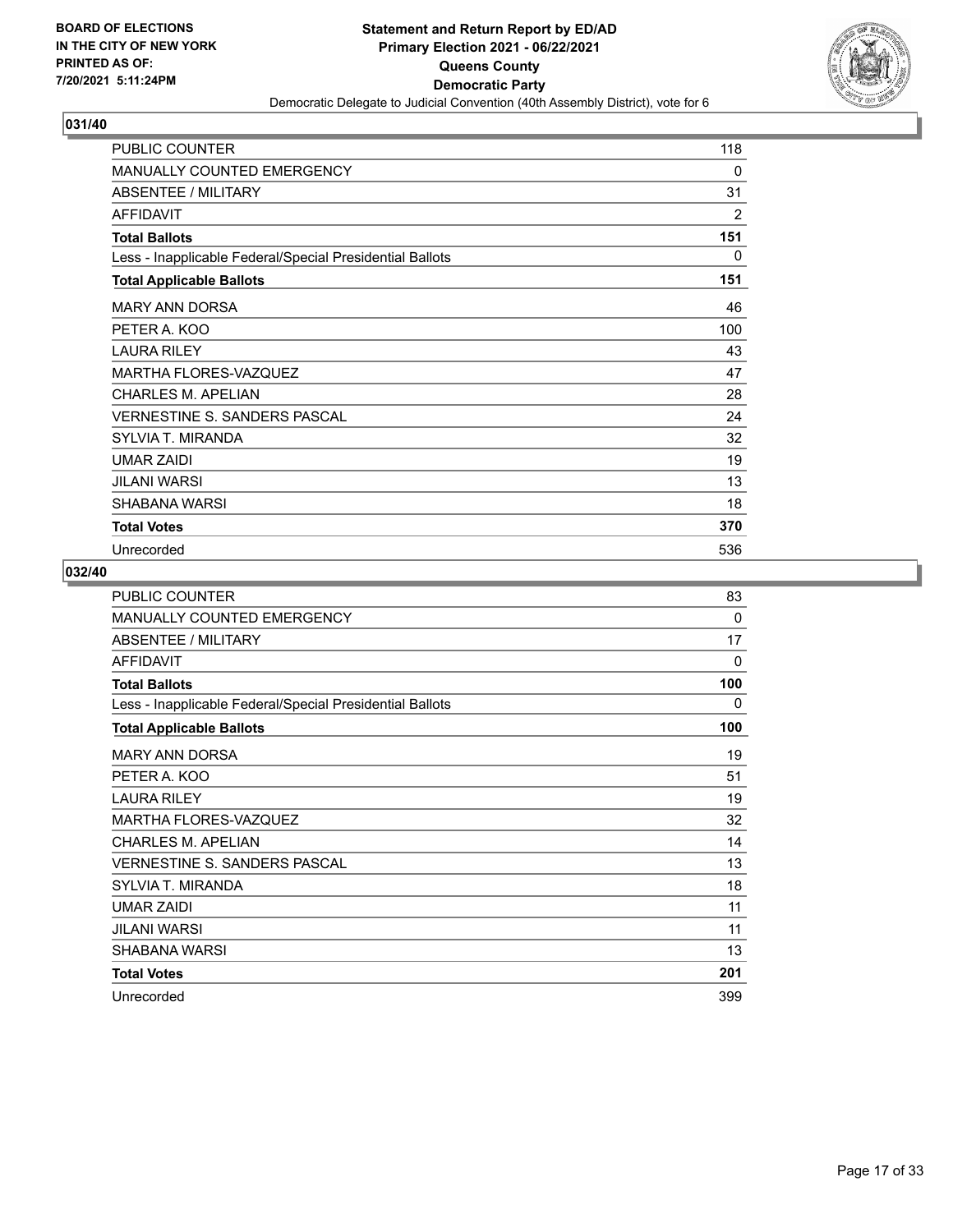**BOARD OF ELECTIONS IN THE CITY OF NEW YORK PRINTED AS OF: 7/20/2021 5:11:24PM**

**Statement and Return Report by ED/AD**
**Primary Election 2021 - 06/22/2021**
**Queens County**
**Democratic Party**
Democratic Delegate to Judicial Convention (40th Assembly District), vote for 6

## 031/40

| | |
|---|---|
| PUBLIC COUNTER | 118 |
| MANUALLY COUNTED EMERGENCY | 0 |
| ABSENTEE / MILITARY | 31 |
| AFFIDAVIT | 2 |
| **Total Ballots** | **151** |
| Less - Inapplicable Federal/Special Presidential Ballots | 0 |
| **Total Applicable Ballots** | **151** |
| MARY ANN DORSA | 46 |
| PETER A. KOO | 100 |
| LAURA RILEY | 43 |
| MARTHA FLORES-VAZQUEZ | 47 |
| CHARLES M. APELIAN | 28 |
| VERNESTINE S. SANDERS PASCAL | 24 |
| SYLVIA T. MIRANDA | 32 |
| UMAR ZAIDI | 19 |
| JILANI WARSI | 13 |
| SHABANA WARSI | 18 |
| **Total Votes** | **370** |
| Unrecorded | 536 |

## 032/40

| | |
|---|---|
| PUBLIC COUNTER | 83 |
| MANUALLY COUNTED EMERGENCY | 0 |
| ABSENTEE / MILITARY | 17 |
| AFFIDAVIT | 0 |
| **Total Ballots** | **100** |
| Less - Inapplicable Federal/Special Presidential Ballots | 0 |
| **Total Applicable Ballots** | **100** |
| MARY ANN DORSA | 19 |
| PETER A. KOO | 51 |
| LAURA RILEY | 19 |
| MARTHA FLORES-VAZQUEZ | 32 |
| CHARLES M. APELIAN | 14 |
| VERNESTINE S. SANDERS PASCAL | 13 |
| SYLVIA T. MIRANDA | 18 |
| UMAR ZAIDI | 11 |
| JILANI WARSI | 11 |
| SHABANA WARSI | 13 |
| **Total Votes** | **201** |
| Unrecorded | 399 |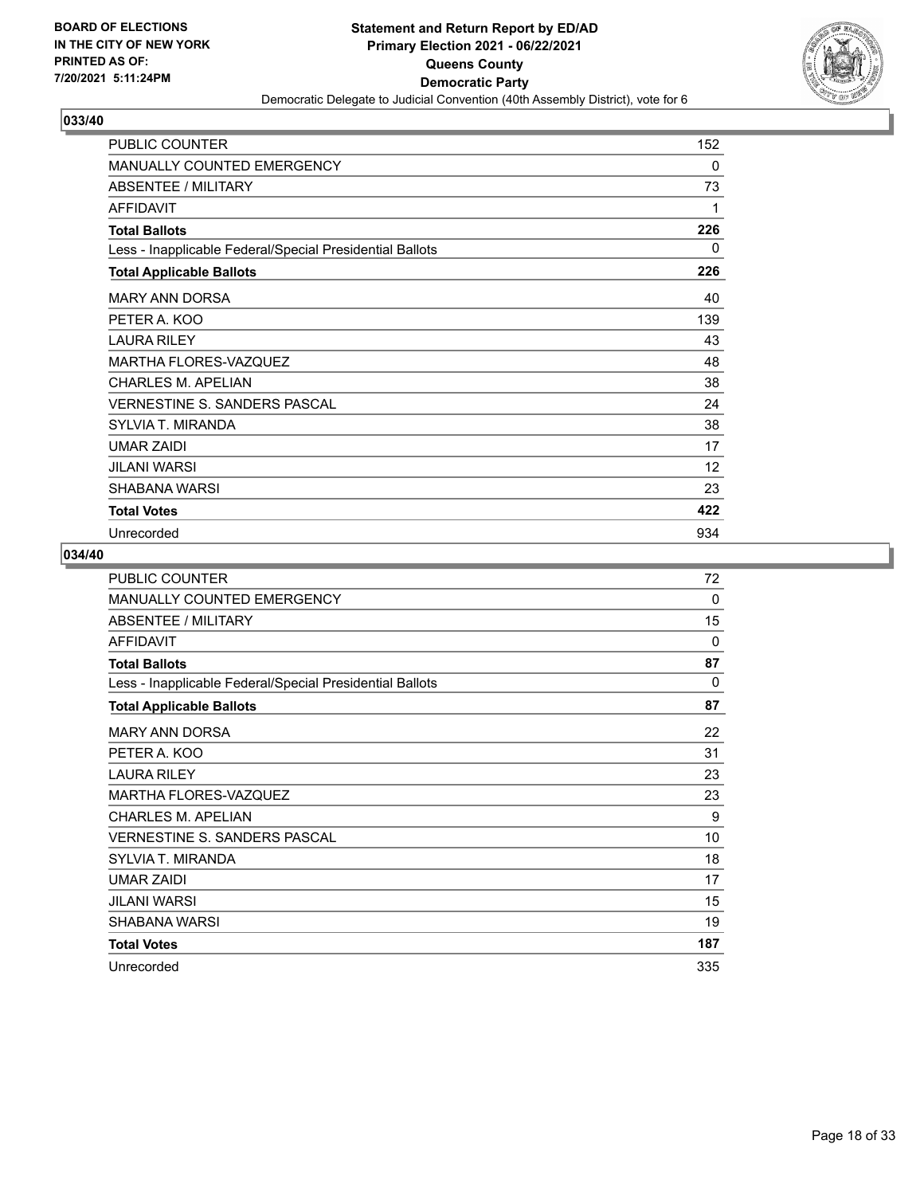BOARD OF ELECTIONS
IN THE CITY OF NEW YORK
PRINTED AS OF:
7/20/2021 5:11:24PM

**Statement and Return Report by ED/AD**
**Primary Election 2021 - 06/22/2021**
**Queens County**
**Democratic Party**
Democratic Delegate to Judicial Convention (40th Assembly District), vote for 6

## 033/40

| | |
|---|---|
| PUBLIC COUNTER | 152 |
| MANUALLY COUNTED EMERGENCY | 0 |
| ABSENTEE / MILITARY | 73 |
| AFFIDAVIT | 1 |
| **Total Ballots** | **226** |
| Less - Inapplicable Federal/Special Presidential Ballots | 0 |
| **Total Applicable Ballots** | **226** |
| MARY ANN DORSA | 40 |
| PETER A. KOO | 139 |
| LAURA RILEY | 43 |
| MARTHA FLORES-VAZQUEZ | 48 |
| CHARLES M. APELIAN | 38 |
| VERNESTINE S. SANDERS PASCAL | 24 |
| SYLVIA T. MIRANDA | 38 |
| UMAR ZAIDI | 17 |
| JILANI WARSI | 12 |
| SHABANA WARSI | 23 |
| **Total Votes** | **422** |
| Unrecorded | 934 |

## 034/40

| | |
|---|---|
| PUBLIC COUNTER | 72 |
| MANUALLY COUNTED EMERGENCY | 0 |
| ABSENTEE / MILITARY | 15 |
| AFFIDAVIT | 0 |
| **Total Ballots** | **87** |
| Less - Inapplicable Federal/Special Presidential Ballots | 0 |
| **Total Applicable Ballots** | **87** |
| MARY ANN DORSA | 22 |
| PETER A. KOO | 31 |
| LAURA RILEY | 23 |
| MARTHA FLORES-VAZQUEZ | 23 |
| CHARLES M. APELIAN | 9 |
| VERNESTINE S. SANDERS PASCAL | 10 |
| SYLVIA T. MIRANDA | 18 |
| UMAR ZAIDI | 17 |
| JILANI WARSI | 15 |
| SHABANA WARSI | 19 |
| **Total Votes** | **187** |
| Unrecorded | 335 |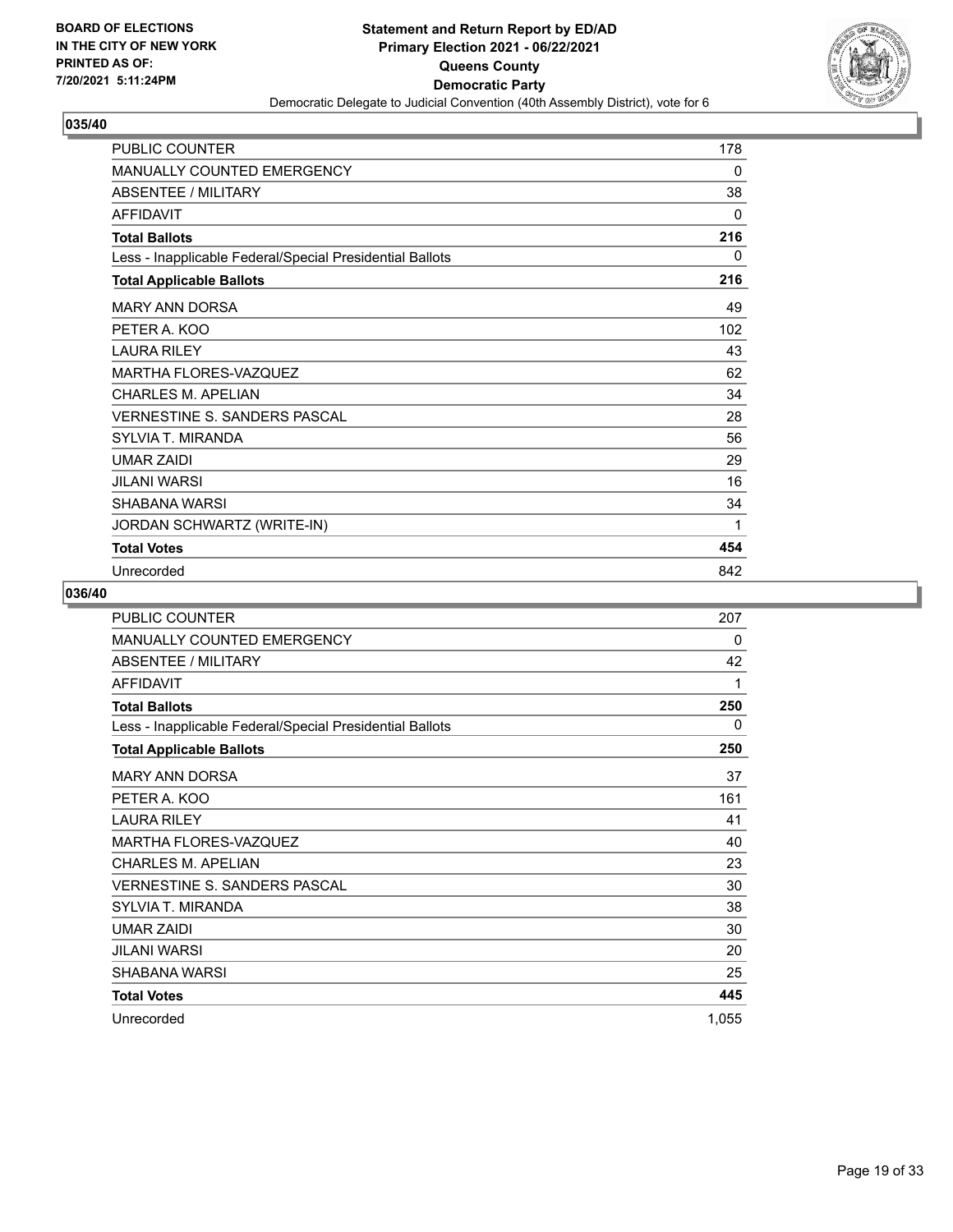BOARD OF ELECTIONS
IN THE CITY OF NEW YORK
PRINTED AS OF:
7/20/2021 5:11:24PM

**Statement and Return Report by ED/AD**
**Primary Election 2021 - 06/22/2021**
**Queens County**
**Democratic Party**
Democratic Delegate to Judicial Convention (40th Assembly District), vote for 6

## 035/40

| | |
|---|---|
| PUBLIC COUNTER | 178 |
| MANUALLY COUNTED EMERGENCY | 0 |
| ABSENTEE / MILITARY | 38 |
| AFFIDAVIT | 0 |
| **Total Ballots** | **216** |
| Less - Inapplicable Federal/Special Presidential Ballots | 0 |
| **Total Applicable Ballots** | **216** |
| MARY ANN DORSA | 49 |
| PETER A. KOO | 102 |
| LAURA RILEY | 43 |
| MARTHA FLORES-VAZQUEZ | 62 |
| CHARLES M. APELIAN | 34 |
| VERNESTINE S. SANDERS PASCAL | 28 |
| SYLVIA T. MIRANDA | 56 |
| UMAR ZAIDI | 29 |
| JILANI WARSI | 16 |
| SHABANA WARSI | 34 |
| JORDAN SCHWARTZ (WRITE-IN) | 1 |
| **Total Votes** | **454** |
| Unrecorded | 842 |

## 036/40

| | |
|---|---|
| PUBLIC COUNTER | 207 |
| MANUALLY COUNTED EMERGENCY | 0 |
| ABSENTEE / MILITARY | 42 |
| AFFIDAVIT | 1 |
| **Total Ballots** | **250** |
| Less - Inapplicable Federal/Special Presidential Ballots | 0 |
| **Total Applicable Ballots** | **250** |
| MARY ANN DORSA | 37 |
| PETER A. KOO | 161 |
| LAURA RILEY | 41 |
| MARTHA FLORES-VAZQUEZ | 40 |
| CHARLES M. APELIAN | 23 |
| VERNESTINE S. SANDERS PASCAL | 30 |
| SYLVIA T. MIRANDA | 38 |
| UMAR ZAIDI | 30 |
| JILANI WARSI | 20 |
| SHABANA WARSI | 25 |
| **Total Votes** | **445** |
| Unrecorded | 1,055 |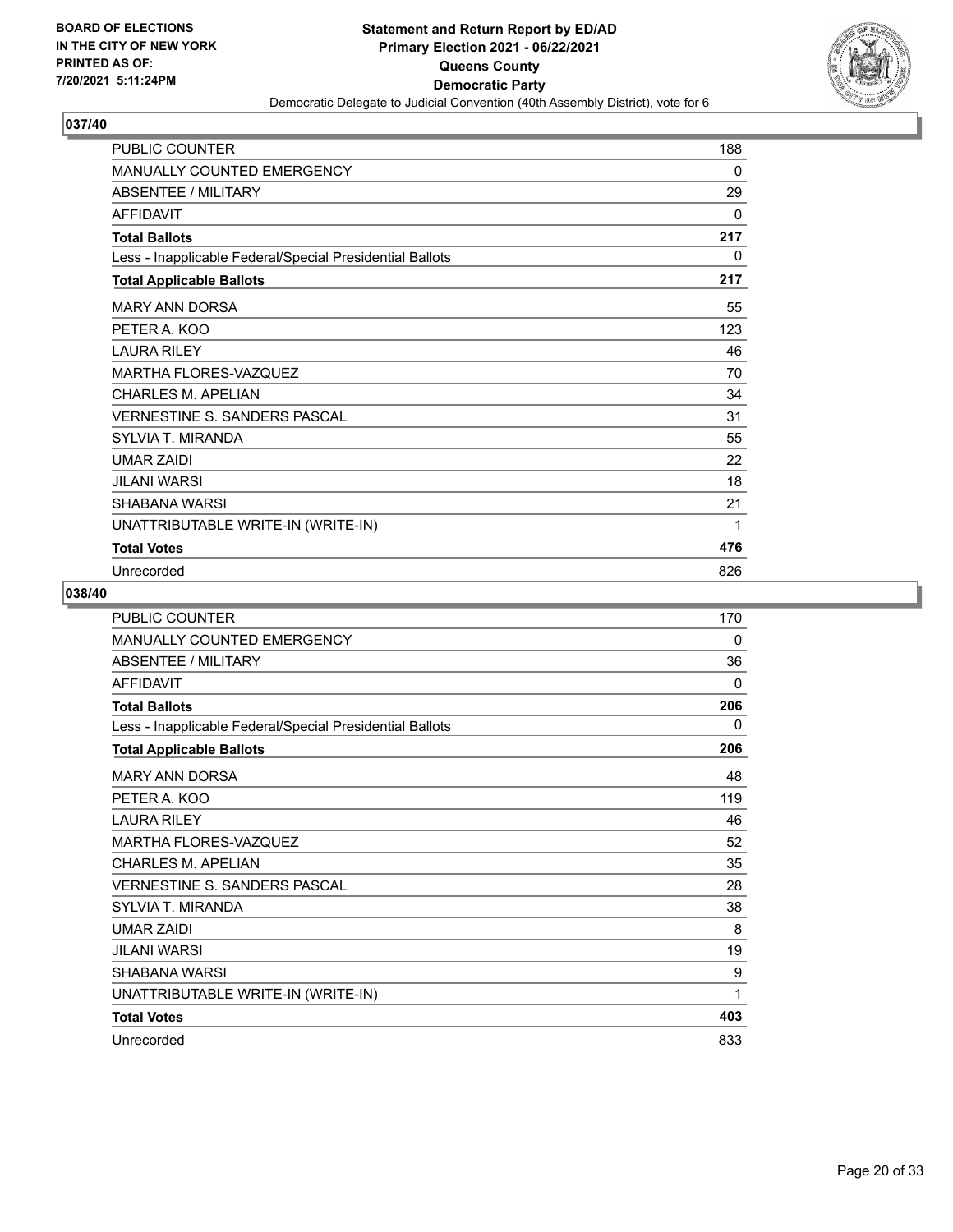BOARD OF ELECTIONS
IN THE CITY OF NEW YORK
PRINTED AS OF:
7/20/2021 5:11:24PM

**Statement and Return Report by ED/AD**
**Primary Election 2021 - 06/22/2021**
**Queens County**
**Democratic Party**
Democratic Delegate to Judicial Convention (40th Assembly District), vote for 6

## 037/40

| | |
|---|---|
| PUBLIC COUNTER | 188 |
| MANUALLY COUNTED EMERGENCY | 0 |
| ABSENTEE / MILITARY | 29 |
| AFFIDAVIT | 0 |
| **Total Ballots** | **217** |
| Less - Inapplicable Federal/Special Presidential Ballots | 0 |
| **Total Applicable Ballots** | **217** |
| MARY ANN DORSA | 55 |
| PETER A. KOO | 123 |
| LAURA RILEY | 46 |
| MARTHA FLORES-VAZQUEZ | 70 |
| CHARLES M. APELIAN | 34 |
| VERNESTINE S. SANDERS PASCAL | 31 |
| SYLVIA T. MIRANDA | 55 |
| UMAR ZAIDI | 22 |
| JILANI WARSI | 18 |
| SHABANA WARSI | 21 |
| UNATTRIBUTABLE WRITE-IN (WRITE-IN) | 1 |
| **Total Votes** | **476** |
| Unrecorded | 826 |

## 038/40

| | |
|---|---|
| PUBLIC COUNTER | 170 |
| MANUALLY COUNTED EMERGENCY | 0 |
| ABSENTEE / MILITARY | 36 |
| AFFIDAVIT | 0 |
| **Total Ballots** | **206** |
| Less - Inapplicable Federal/Special Presidential Ballots | 0 |
| **Total Applicable Ballots** | **206** |
| MARY ANN DORSA | 48 |
| PETER A. KOO | 119 |
| LAURA RILEY | 46 |
| MARTHA FLORES-VAZQUEZ | 52 |
| CHARLES M. APELIAN | 35 |
| VERNESTINE S. SANDERS PASCAL | 28 |
| SYLVIA T. MIRANDA | 38 |
| UMAR ZAIDI | 8 |
| JILANI WARSI | 19 |
| SHABANA WARSI | 9 |
| UNATTRIBUTABLE WRITE-IN (WRITE-IN) | 1 |
| **Total Votes** | **403** |
| Unrecorded | 833 |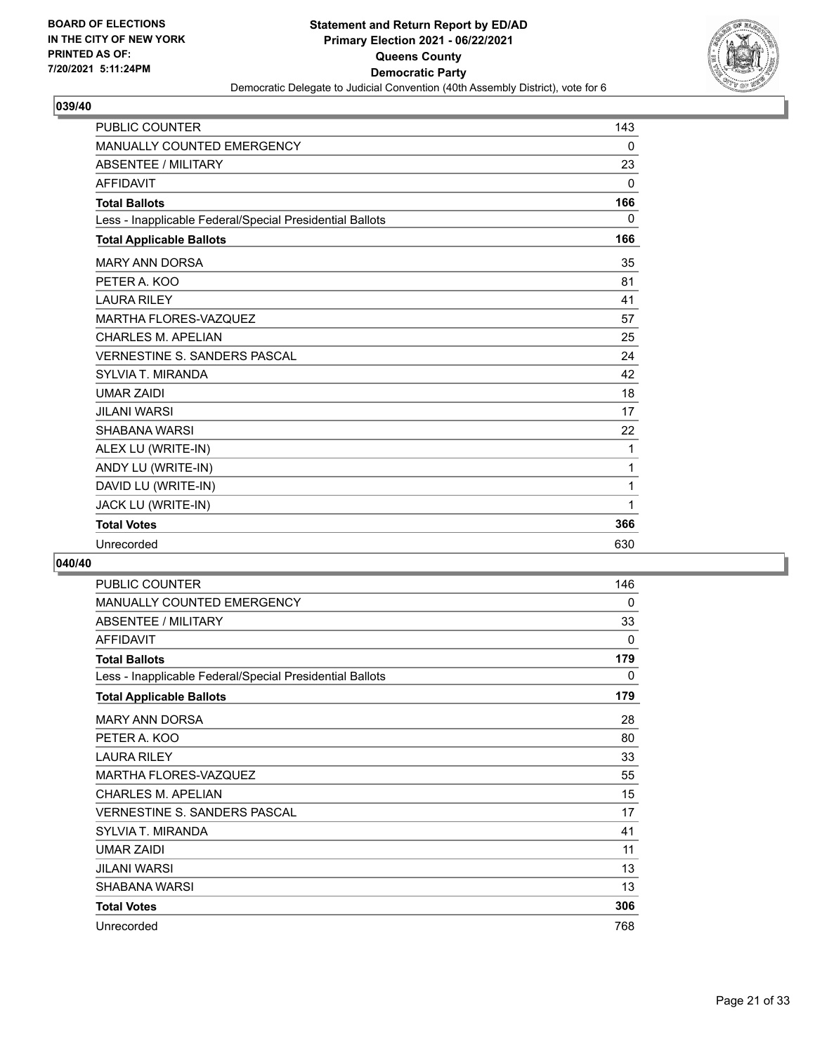**BOARD OF ELECTIONS IN THE CITY OF NEW YORK PRINTED AS OF: 7/20/2021 5:11:24PM**

**Statement and Return Report by ED/AD**
**Primary Election 2021 - 06/22/2021**
**Queens County**
**Democratic Party**
Democratic Delegate to Judicial Convention (40th Assembly District), vote for 6

### 039/40

| | |
|---|---|
| PUBLIC COUNTER | 143 |
| MANUALLY COUNTED EMERGENCY | 0 |
| ABSENTEE / MILITARY | 23 |
| AFFIDAVIT | 0 |
| **Total Ballots** | **166** |
| Less - Inapplicable Federal/Special Presidential Ballots | 0 |
| **Total Applicable Ballots** | **166** |
| MARY ANN DORSA | 35 |
| PETER A. KOO | 81 |
| LAURA RILEY | 41 |
| MARTHA FLORES-VAZQUEZ | 57 |
| CHARLES M. APELIAN | 25 |
| VERNESTINE S. SANDERS PASCAL | 24 |
| SYLVIA T. MIRANDA | 42 |
| UMAR ZAIDI | 18 |
| JILANI WARSI | 17 |
| SHABANA WARSI | 22 |
| ALEX LU (WRITE-IN) | 1 |
| ANDY LU (WRITE-IN) | 1 |
| DAVID LU (WRITE-IN) | 1 |
| JACK LU (WRITE-IN) | 1 |
| **Total Votes** | **366** |
| Unrecorded | 630 |

### 040/40

| | |
|---|---|
| PUBLIC COUNTER | 146 |
| MANUALLY COUNTED EMERGENCY | 0 |
| ABSENTEE / MILITARY | 33 |
| AFFIDAVIT | 0 |
| **Total Ballots** | **179** |
| Less - Inapplicable Federal/Special Presidential Ballots | 0 |
| **Total Applicable Ballots** | **179** |
| MARY ANN DORSA | 28 |
| PETER A. KOO | 80 |
| LAURA RILEY | 33 |
| MARTHA FLORES-VAZQUEZ | 55 |
| CHARLES M. APELIAN | 15 |
| VERNESTINE S. SANDERS PASCAL | 17 |
| SYLVIA T. MIRANDA | 41 |
| UMAR ZAIDI | 11 |
| JILANI WARSI | 13 |
| SHABANA WARSI | 13 |
| **Total Votes** | **306** |
| Unrecorded | 768 |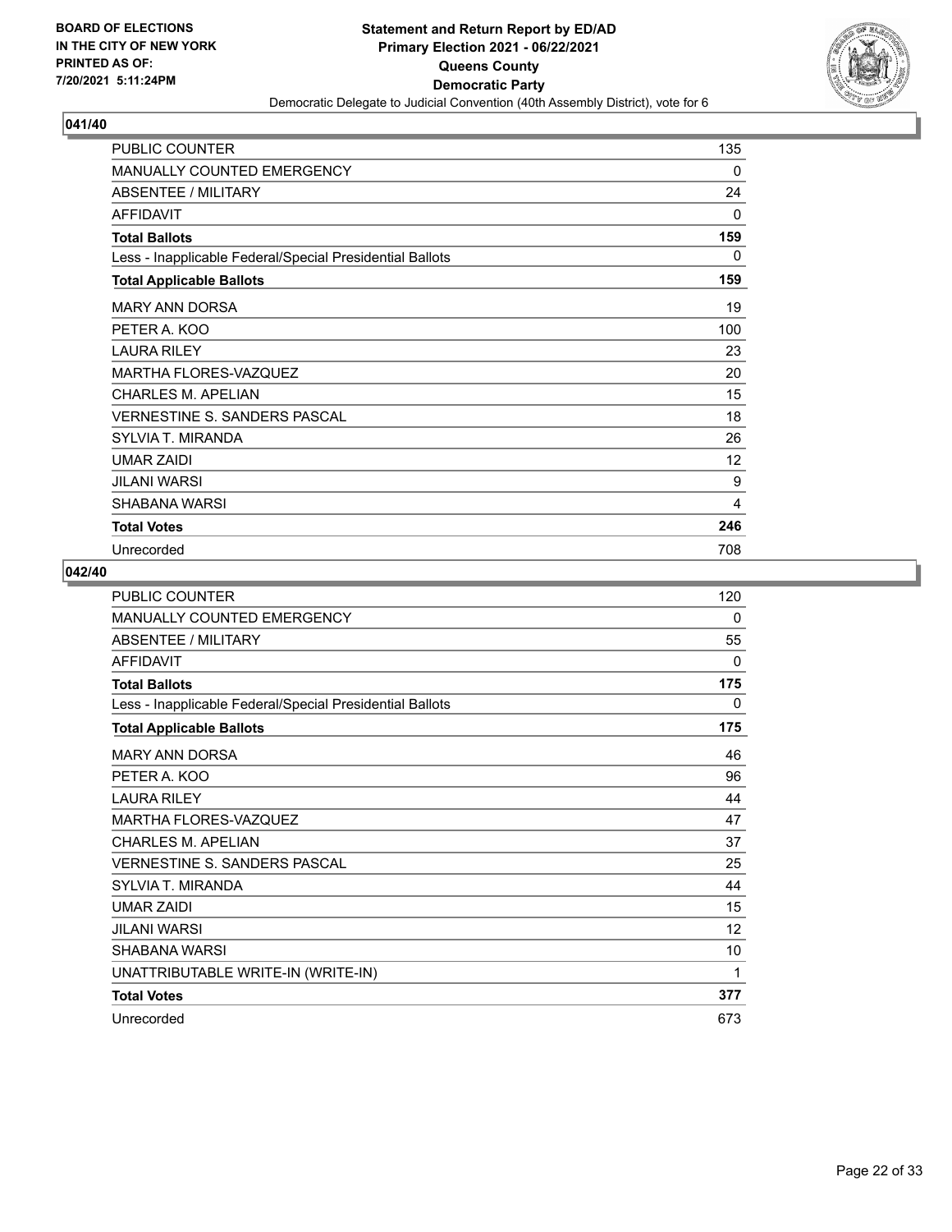**BOARD OF ELECTIONS IN THE CITY OF NEW YORK PRINTED AS OF: 7/20/2021 5:11:24PM**

# Statement and Return Report by ED/AD
## Primary Election 2021 - 06/22/2021
## Queens County
## Democratic Party
### Democratic Delegate to Judicial Convention (40th Assembly District), vote for 6

**041/40**

| | |
|---|---|
| PUBLIC COUNTER | 135 |
| MANUALLY COUNTED EMERGENCY | 0 |
| ABSENTEE / MILITARY | 24 |
| AFFIDAVIT | 0 |
| **Total Ballots** | **159** |
| Less - Inapplicable Federal/Special Presidential Ballots | 0 |
| **Total Applicable Ballots** | **159** |
| MARY ANN DORSA | 19 |
| PETER A. KOO | 100 |
| LAURA RILEY | 23 |
| MARTHA FLORES-VAZQUEZ | 20 |
| CHARLES M. APELIAN | 15 |
| VERNESTINE S. SANDERS PASCAL | 18 |
| SYLVIA T. MIRANDA | 26 |
| UMAR ZAIDI | 12 |
| JILANI WARSI | 9 |
| SHABANA WARSI | 4 |
| **Total Votes** | **246** |
| Unrecorded | 708 |

**042/40**

| | |
|---|---|
| PUBLIC COUNTER | 120 |
| MANUALLY COUNTED EMERGENCY | 0 |
| ABSENTEE / MILITARY | 55 |
| AFFIDAVIT | 0 |
| **Total Ballots** | **175** |
| Less - Inapplicable Federal/Special Presidential Ballots | 0 |
| **Total Applicable Ballots** | **175** |
| MARY ANN DORSA | 46 |
| PETER A. KOO | 96 |
| LAURA RILEY | 44 |
| MARTHA FLORES-VAZQUEZ | 47 |
| CHARLES M. APELIAN | 37 |
| VERNESTINE S. SANDERS PASCAL | 25 |
| SYLVIA T. MIRANDA | 44 |
| UMAR ZAIDI | 15 |
| JILANI WARSI | 12 |
| SHABANA WARSI | 10 |
| UNATTRIBUTABLE WRITE-IN (WRITE-IN) | 1 |
| **Total Votes** | **377** |
| Unrecorded | 673 |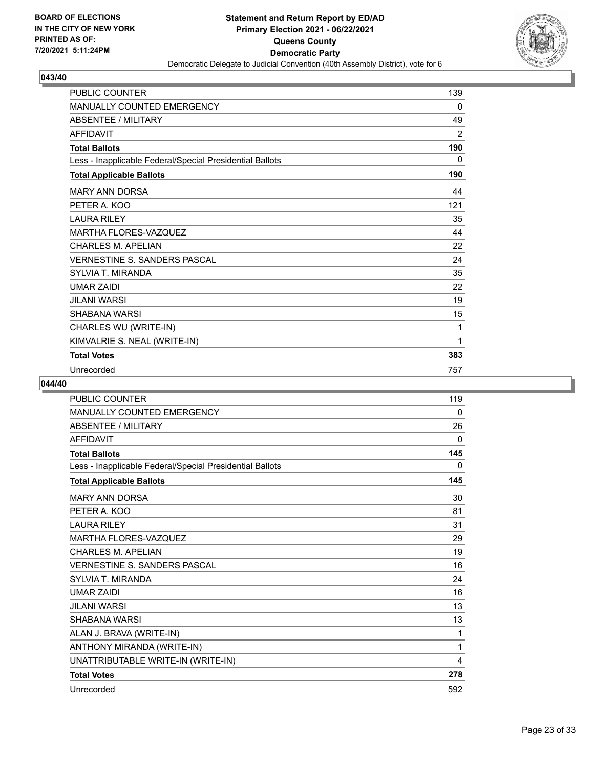BOARD OF ELECTIONS
IN THE CITY OF NEW YORK
PRINTED AS OF:
7/20/2021 5:11:24PM

**Statement and Return Report by ED/AD**
**Primary Election 2021 - 06/22/2021**
**Queens County**
**Democratic Party**
Democratic Delegate to Judicial Convention (40th Assembly District), vote for 6

### 043/40

| | |
|---|---|
| PUBLIC COUNTER | 139 |
| MANUALLY COUNTED EMERGENCY | 0 |
| ABSENTEE / MILITARY | 49 |
| AFFIDAVIT | 2 |
| **Total Ballots** | **190** |
| Less - Inapplicable Federal/Special Presidential Ballots | 0 |
| **Total Applicable Ballots** | **190** |
| MARY ANN DORSA | 44 |
| PETER A. KOO | 121 |
| LAURA RILEY | 35 |
| MARTHA FLORES-VAZQUEZ | 44 |
| CHARLES M. APELIAN | 22 |
| VERNESTINE S. SANDERS PASCAL | 24 |
| SYLVIA T. MIRANDA | 35 |
| UMAR ZAIDI | 22 |
| JILANI WARSI | 19 |
| SHABANA WARSI | 15 |
| CHARLES WU (WRITE-IN) | 1 |
| KIMVALRIE S. NEAL (WRITE-IN) | 1 |
| **Total Votes** | **383** |
| Unrecorded | 757 |

### 044/40

| | |
|---|---|
| PUBLIC COUNTER | 119 |
| MANUALLY COUNTED EMERGENCY | 0 |
| ABSENTEE / MILITARY | 26 |
| AFFIDAVIT | 0 |
| **Total Ballots** | **145** |
| Less - Inapplicable Federal/Special Presidential Ballots | 0 |
| **Total Applicable Ballots** | **145** |
| MARY ANN DORSA | 30 |
| PETER A. KOO | 81 |
| LAURA RILEY | 31 |
| MARTHA FLORES-VAZQUEZ | 29 |
| CHARLES M. APELIAN | 19 |
| VERNESTINE S. SANDERS PASCAL | 16 |
| SYLVIA T. MIRANDA | 24 |
| UMAR ZAIDI | 16 |
| JILANI WARSI | 13 |
| SHABANA WARSI | 13 |
| ALAN J. BRAVA (WRITE-IN) | 1 |
| ANTHONY MIRANDA (WRITE-IN) | 1 |
| UNATTRIBUTABLE WRITE-IN (WRITE-IN) | 4 |
| **Total Votes** | **278** |
| Unrecorded | 592 |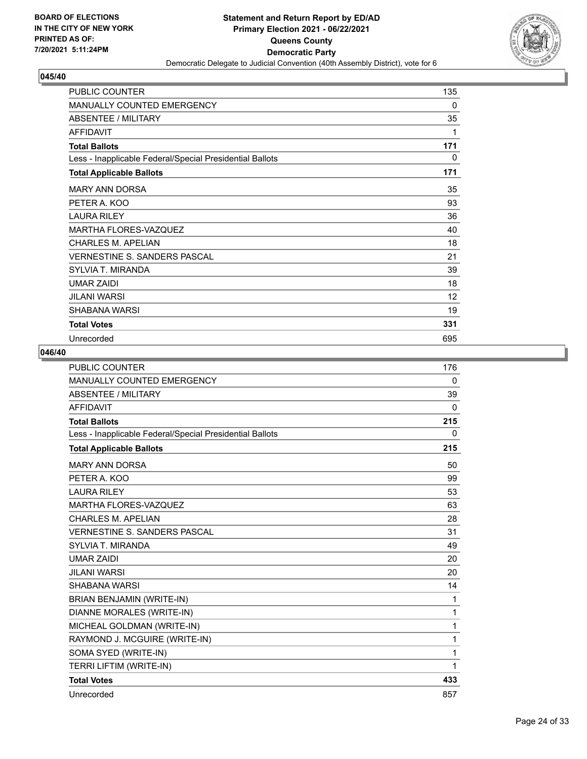**BOARD OF ELECTIONS IN THE CITY OF NEW YORK PRINTED AS OF: 7/20/2021 5:11:24PM**

**Statement and Return Report by ED/AD Primary Election 2021 - 06/22/2021 Queens County Democratic Party**

Democratic Delegate to Judicial Convention (40th Assembly District), vote for 6

## 045/40

| | |
|---|---|
| PUBLIC COUNTER | 135 |
| MANUALLY COUNTED EMERGENCY | 0 |
| ABSENTEE / MILITARY | 35 |
| AFFIDAVIT | 1 |
| **Total Ballots** | **171** |
| Less - Inapplicable Federal/Special Presidential Ballots | 0 |
| **Total Applicable Ballots** | **171** |
| MARY ANN DORSA | 35 |
| PETER A. KOO | 93 |
| LAURA RILEY | 36 |
| MARTHA FLORES-VAZQUEZ | 40 |
| CHARLES M. APELIAN | 18 |
| VERNESTINE S. SANDERS PASCAL | 21 |
| SYLVIA T. MIRANDA | 39 |
| UMAR ZAIDI | 18 |
| JILANI WARSI | 12 |
| SHABANA WARSI | 19 |
| **Total Votes** | **331** |
| Unrecorded | 695 |

## 046/40

| | |
|---|---|
| PUBLIC COUNTER | 176 |
| MANUALLY COUNTED EMERGENCY | 0 |
| ABSENTEE / MILITARY | 39 |
| AFFIDAVIT | 0 |
| **Total Ballots** | **215** |
| Less - Inapplicable Federal/Special Presidential Ballots | 0 |
| **Total Applicable Ballots** | **215** |
| MARY ANN DORSA | 50 |
| PETER A. KOO | 99 |
| LAURA RILEY | 53 |
| MARTHA FLORES-VAZQUEZ | 63 |
| CHARLES M. APELIAN | 28 |
| VERNESTINE S. SANDERS PASCAL | 31 |
| SYLVIA T. MIRANDA | 49 |
| UMAR ZAIDI | 20 |
| JILANI WARSI | 20 |
| SHABANA WARSI | 14 |
| BRIAN BENJAMIN (WRITE-IN) | 1 |
| DIANNE MORALES (WRITE-IN) | 1 |
| MICHEAL GOLDMAN (WRITE-IN) | 1 |
| RAYMOND J. MCGUIRE (WRITE-IN) | 1 |
| SOMA SYED (WRITE-IN) | 1 |
| TERRI LIFTIM (WRITE-IN) | 1 |
| **Total Votes** | **433** |
| Unrecorded | 857 |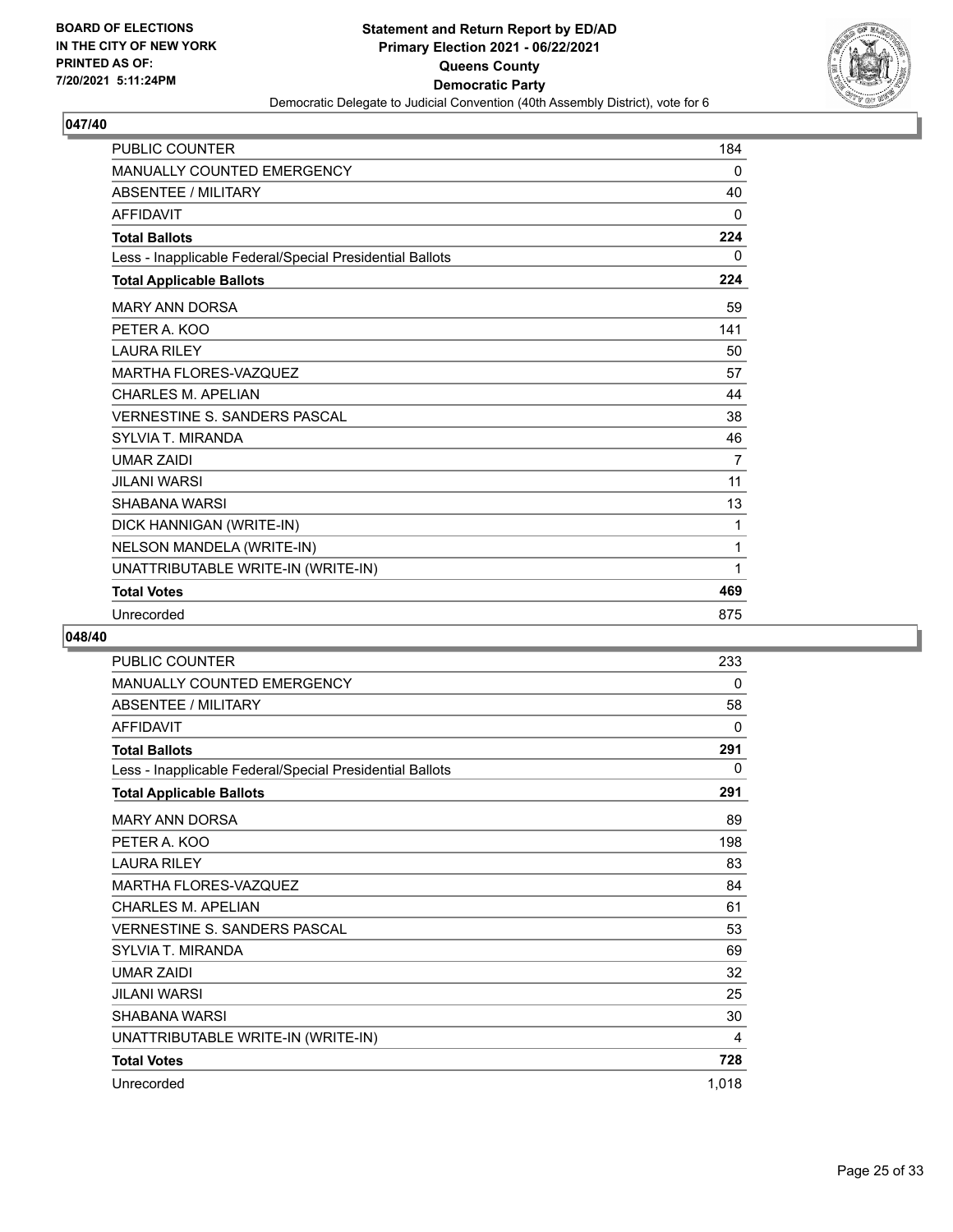BOARD OF ELECTIONS
IN THE CITY OF NEW YORK
PRINTED AS OF:
7/20/2021 5:11:24PM

**Statement and Return Report by ED/AD**
**Primary Election 2021 - 06/22/2021**
**Queens County**
**Democratic Party**
Democratic Delegate to Judicial Convention (40th Assembly District), vote for 6

## 047/40

| | |
|---|---|
| PUBLIC COUNTER | 184 |
| MANUALLY COUNTED EMERGENCY | 0 |
| ABSENTEE / MILITARY | 40 |
| AFFIDAVIT | 0 |
| **Total Ballots** | **224** |
| Less - Inapplicable Federal/Special Presidential Ballots | 0 |
| **Total Applicable Ballots** | **224** |
| MARY ANN DORSA | 59 |
| PETER A. KOO | 141 |
| LAURA RILEY | 50 |
| MARTHA FLORES-VAZQUEZ | 57 |
| CHARLES M. APELIAN | 44 |
| VERNESTINE S. SANDERS PASCAL | 38 |
| SYLVIA T. MIRANDA | 46 |
| UMAR ZAIDI | 7 |
| JILANI WARSI | 11 |
| SHABANA WARSI | 13 |
| DICK HANNIGAN (WRITE-IN) | 1 |
| NELSON MANDELA (WRITE-IN) | 1 |
| UNATTRIBUTABLE WRITE-IN (WRITE-IN) | 1 |
| **Total Votes** | **469** |
| Unrecorded | 875 |

## 048/40

| | |
|---|---|
| PUBLIC COUNTER | 233 |
| MANUALLY COUNTED EMERGENCY | 0 |
| ABSENTEE / MILITARY | 58 |
| AFFIDAVIT | 0 |
| **Total Ballots** | **291** |
| Less - Inapplicable Federal/Special Presidential Ballots | 0 |
| **Total Applicable Ballots** | **291** |
| MARY ANN DORSA | 89 |
| PETER A. KOO | 198 |
| LAURA RILEY | 83 |
| MARTHA FLORES-VAZQUEZ | 84 |
| CHARLES M. APELIAN | 61 |
| VERNESTINE S. SANDERS PASCAL | 53 |
| SYLVIA T. MIRANDA | 69 |
| UMAR ZAIDI | 32 |
| JILANI WARSI | 25 |
| SHABANA WARSI | 30 |
| UNATTRIBUTABLE WRITE-IN (WRITE-IN) | 4 |
| **Total Votes** | **728** |
| Unrecorded | 1,018 |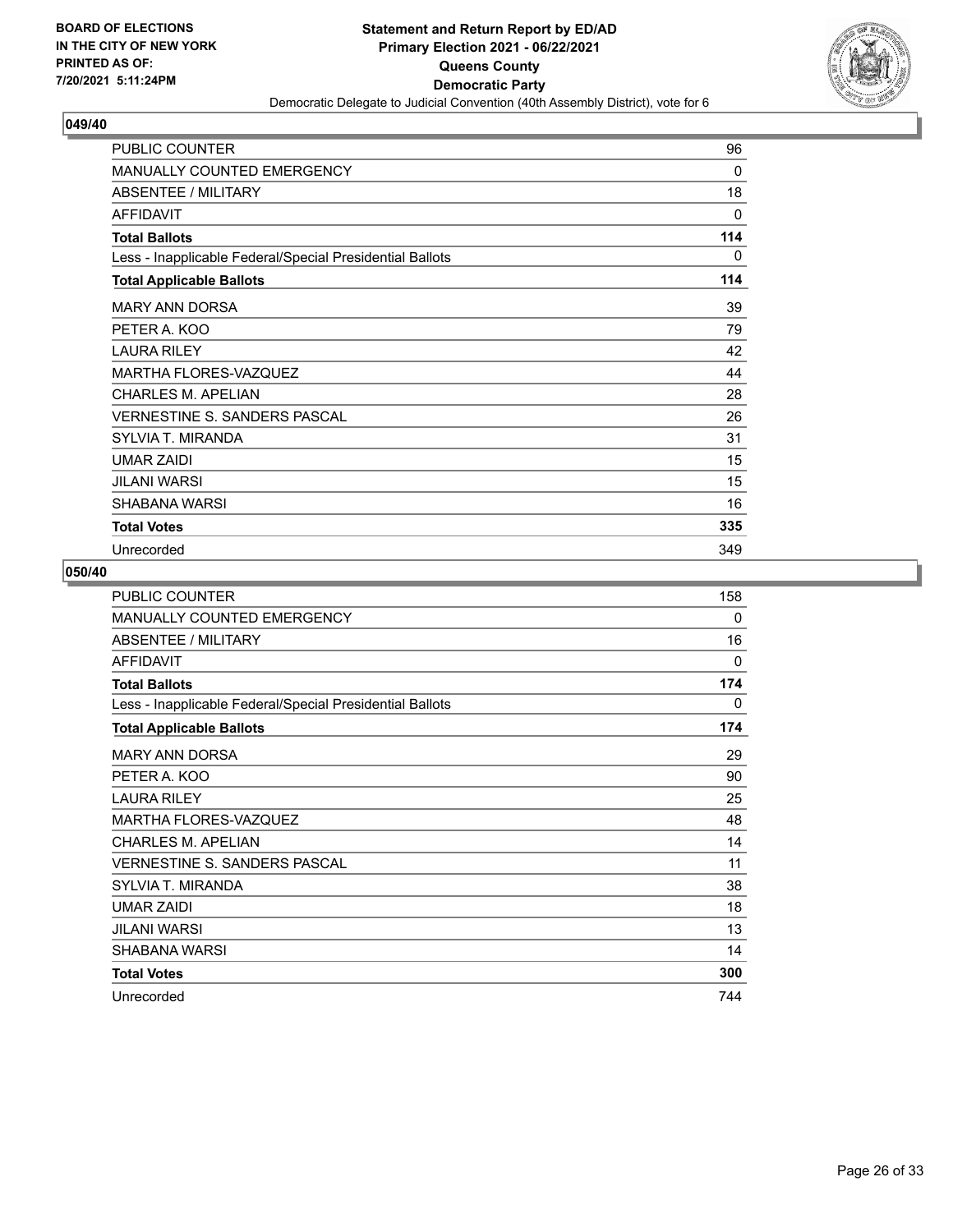**BOARD OF ELECTIONS IN THE CITY OF NEW YORK PRINTED AS OF: 7/20/2021 5:11:24PM**

**Statement and Return Report by ED/AD Primary Election 2021 - 06/22/2021 Queens County Democratic Party**

Democratic Delegate to Judicial Convention (40th Assembly District), vote for 6

## 049/40

| | |
|---|---|
| PUBLIC COUNTER | 96 |
| MANUALLY COUNTED EMERGENCY | 0 |
| ABSENTEE / MILITARY | 18 |
| AFFIDAVIT | 0 |
| **Total Ballots** | **114** |
| Less - Inapplicable Federal/Special Presidential Ballots | 0 |
| **Total Applicable Ballots** | **114** |
| MARY ANN DORSA | 39 |
| PETER A. KOO | 79 |
| LAURA RILEY | 42 |
| MARTHA FLORES-VAZQUEZ | 44 |
| CHARLES M. APELIAN | 28 |
| VERNESTINE S. SANDERS PASCAL | 26 |
| SYLVIA T. MIRANDA | 31 |
| UMAR ZAIDI | 15 |
| JILANI WARSI | 15 |
| SHABANA WARSI | 16 |
| **Total Votes** | **335** |
| Unrecorded | 349 |

## 050/40

| | |
|---|---|
| PUBLIC COUNTER | 158 |
| MANUALLY COUNTED EMERGENCY | 0 |
| ABSENTEE / MILITARY | 16 |
| AFFIDAVIT | 0 |
| **Total Ballots** | **174** |
| Less - Inapplicable Federal/Special Presidential Ballots | 0 |
| **Total Applicable Ballots** | **174** |
| MARY ANN DORSA | 29 |
| PETER A. KOO | 90 |
| LAURA RILEY | 25 |
| MARTHA FLORES-VAZQUEZ | 48 |
| CHARLES M. APELIAN | 14 |
| VERNESTINE S. SANDERS PASCAL | 11 |
| SYLVIA T. MIRANDA | 38 |
| UMAR ZAIDI | 18 |
| JILANI WARSI | 13 |
| SHABANA WARSI | 14 |
| **Total Votes** | **300** |
| Unrecorded | 744 |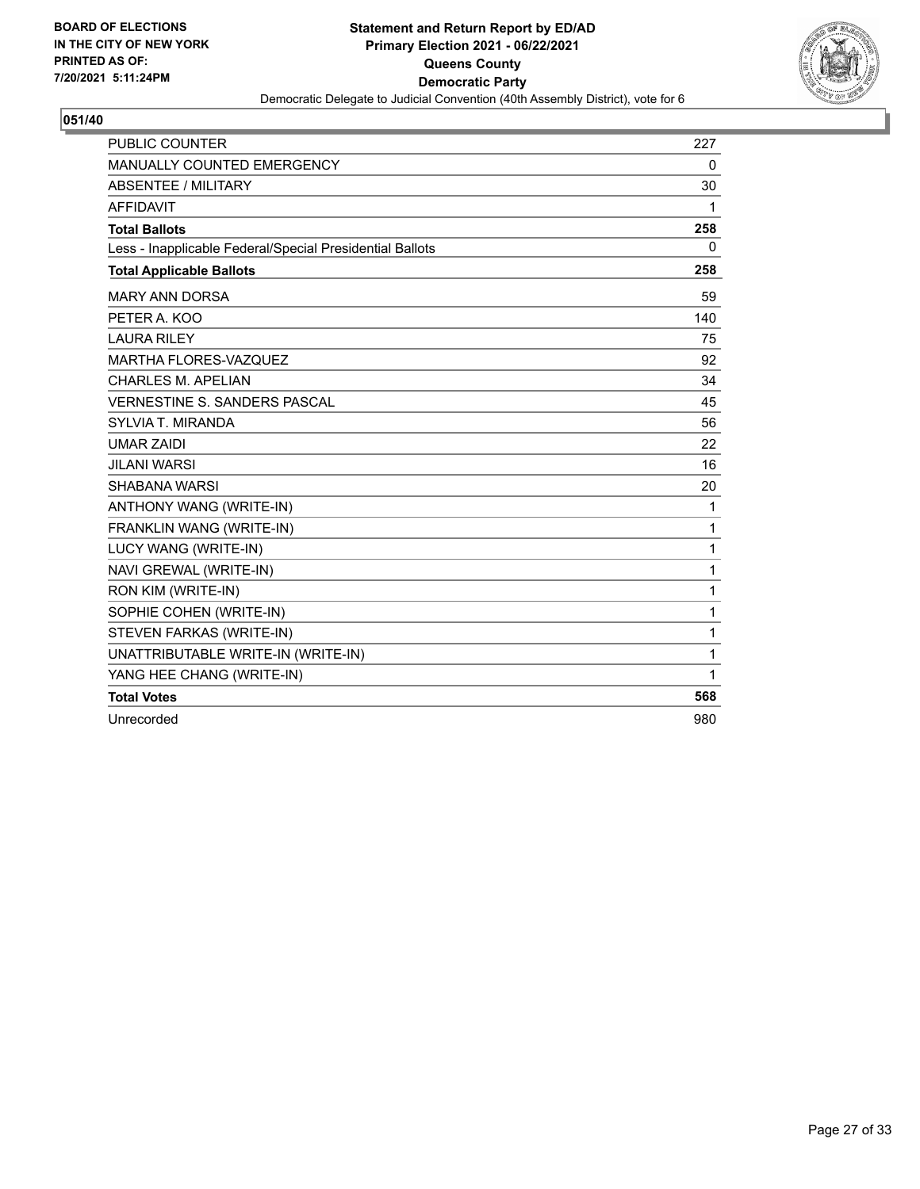BOARD OF ELECTIONS
IN THE CITY OF NEW YORK
PRINTED AS OF:
7/20/2021 5:11:24PM

**Statement and Return Report by ED/AD**
**Primary Election 2021 - 06/22/2021**
**Queens County**
**Democratic Party**
Democratic Delegate to Judicial Convention (40th Assembly District), vote for 6

**051/40**

| | |
|---|---|
| PUBLIC COUNTER | 227 |
| MANUALLY COUNTED EMERGENCY | 0 |
| ABSENTEE / MILITARY | 30 |
| AFFIDAVIT | 1 |
| **Total Ballots** | **258** |
| Less - Inapplicable Federal/Special Presidential Ballots | 0 |
| **Total Applicable Ballots** | **258** |
| MARY ANN DORSA | 59 |
| PETER A. KOO | 140 |
| LAURA RILEY | 75 |
| MARTHA FLORES-VAZQUEZ | 92 |
| CHARLES M. APELIAN | 34 |
| VERNESTINE S. SANDERS PASCAL | 45 |
| SYLVIA T. MIRANDA | 56 |
| UMAR ZAIDI | 22 |
| JILANI WARSI | 16 |
| SHABANA WARSI | 20 |
| ANTHONY WANG (WRITE-IN) | 1 |
| FRANKLIN WANG (WRITE-IN) | 1 |
| LUCY WANG (WRITE-IN) | 1 |
| NAVI GREWAL (WRITE-IN) | 1 |
| RON KIM (WRITE-IN) | 1 |
| SOPHIE COHEN (WRITE-IN) | 1 |
| STEVEN FARKAS (WRITE-IN) | 1 |
| UNATTRIBUTABLE WRITE-IN (WRITE-IN) | 1 |
| YANG HEE CHANG (WRITE-IN) | 1 |
| **Total Votes** | **568** |
| Unrecorded | 980 |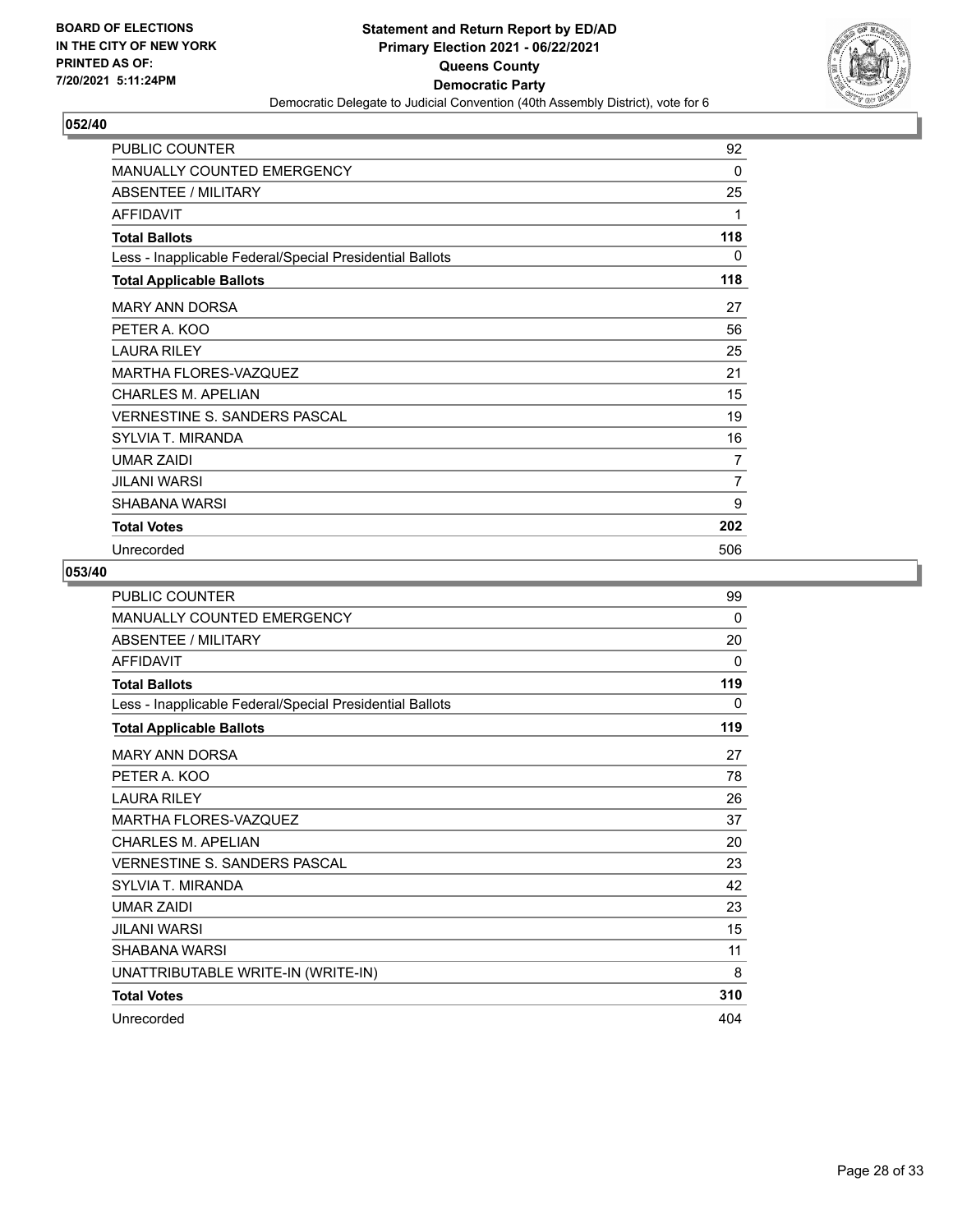**BOARD OF ELECTIONS IN THE CITY OF NEW YORK PRINTED AS OF: 7/20/2021 5:11:24PM**

**Statement and Return Report by ED/AD Primary Election 2021 - 06/22/2021 Queens County Democratic Party**

Democratic Delegate to Judicial Convention (40th Assembly District), vote for 6

## 052/40

| | |
|---|---|
| PUBLIC COUNTER | 92 |
| MANUALLY COUNTED EMERGENCY | 0 |
| ABSENTEE / MILITARY | 25 |
| AFFIDAVIT | 1 |
| **Total Ballots** | **118** |
| Less - Inapplicable Federal/Special Presidential Ballots | 0 |
| **Total Applicable Ballots** | **118** |
| MARY ANN DORSA | 27 |
| PETER A. KOO | 56 |
| LAURA RILEY | 25 |
| MARTHA FLORES-VAZQUEZ | 21 |
| CHARLES M. APELIAN | 15 |
| VERNESTINE S. SANDERS PASCAL | 19 |
| SYLVIA T. MIRANDA | 16 |
| UMAR ZAIDI | 7 |
| JILANI WARSI | 7 |
| SHABANA WARSI | 9 |
| **Total Votes** | **202** |
| Unrecorded | 506 |

## 053/40

| | |
|---|---|
| PUBLIC COUNTER | 99 |
| MANUALLY COUNTED EMERGENCY | 0 |
| ABSENTEE / MILITARY | 20 |
| AFFIDAVIT | 0 |
| **Total Ballots** | **119** |
| Less - Inapplicable Federal/Special Presidential Ballots | 0 |
| **Total Applicable Ballots** | **119** |
| MARY ANN DORSA | 27 |
| PETER A. KOO | 78 |
| LAURA RILEY | 26 |
| MARTHA FLORES-VAZQUEZ | 37 |
| CHARLES M. APELIAN | 20 |
| VERNESTINE S. SANDERS PASCAL | 23 |
| SYLVIA T. MIRANDA | 42 |
| UMAR ZAIDI | 23 |
| JILANI WARSI | 15 |
| SHABANA WARSI | 11 |
| UNATTRIBUTABLE WRITE-IN (WRITE-IN) | 8 |
| **Total Votes** | **310** |
| Unrecorded | 404 |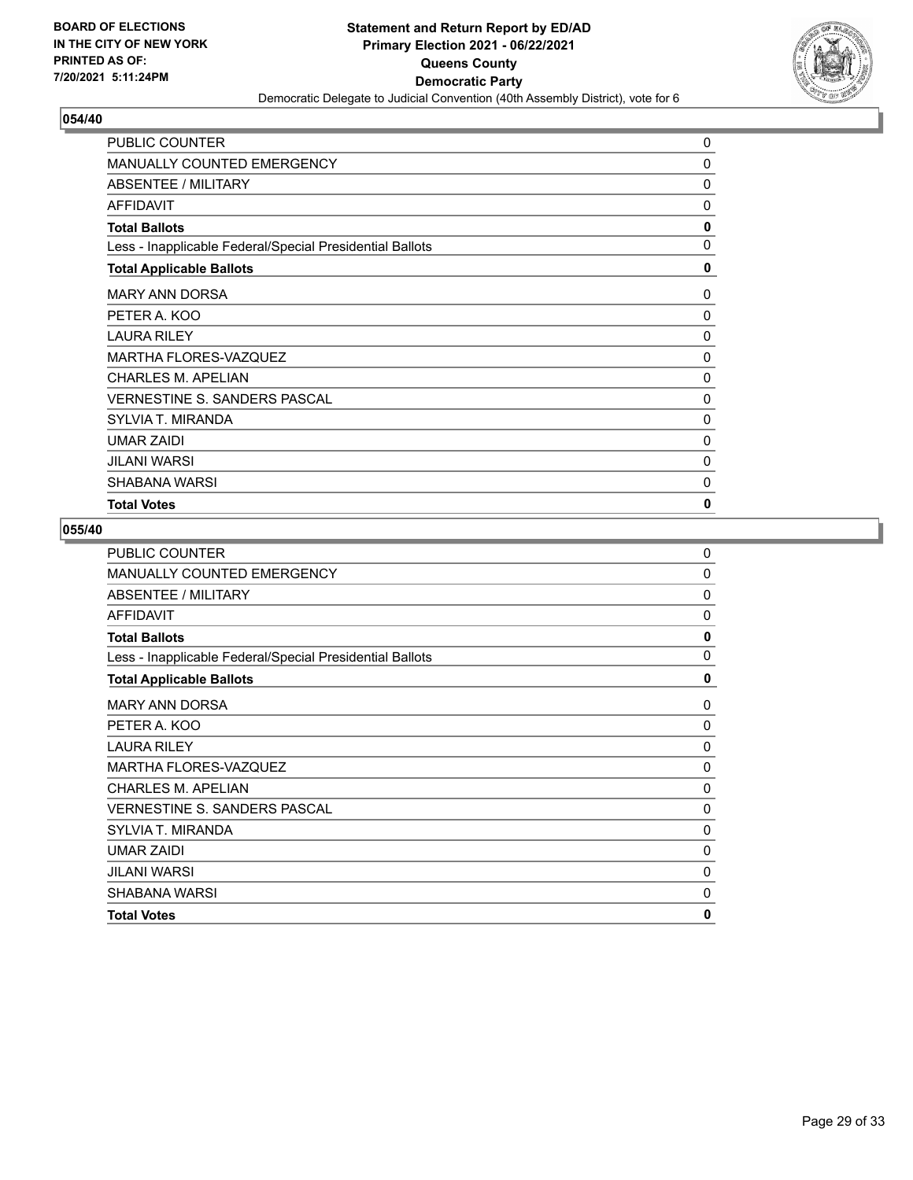**BOARD OF ELECTIONS IN THE CITY OF NEW YORK PRINTED AS OF: 7/20/2021 5:11:24PM**

**Statement and Return Report by ED/AD**
**Primary Election 2021 - 06/22/2021**
**Queens County**
**Democratic Party**
Democratic Delegate to Judicial Convention (40th Assembly District), vote for 6

## 054/40

| | |
|---|---|
| PUBLIC COUNTER | 0 |
| MANUALLY COUNTED EMERGENCY | 0 |
| ABSENTEE / MILITARY | 0 |
| AFFIDAVIT | 0 |
| **Total Ballots** | **0** |
| Less - Inapplicable Federal/Special Presidential Ballots | 0 |
| **Total Applicable Ballots** | **0** |
| MARY ANN DORSA | 0 |
| PETER A. KOO | 0 |
| LAURA RILEY | 0 |
| MARTHA FLORES-VAZQUEZ | 0 |
| CHARLES M. APELIAN | 0 |
| VERNESTINE S. SANDERS PASCAL | 0 |
| SYLVIA T. MIRANDA | 0 |
| UMAR ZAIDI | 0 |
| JILANI WARSI | 0 |
| SHABANA WARSI | 0 |
| **Total Votes** | **0** |

## 055/40

| | |
|---|---|
| PUBLIC COUNTER | 0 |
| MANUALLY COUNTED EMERGENCY | 0 |
| ABSENTEE / MILITARY | 0 |
| AFFIDAVIT | 0 |
| **Total Ballots** | **0** |
| Less - Inapplicable Federal/Special Presidential Ballots | 0 |
| **Total Applicable Ballots** | **0** |
| MARY ANN DORSA | 0 |
| PETER A. KOO | 0 |
| LAURA RILEY | 0 |
| MARTHA FLORES-VAZQUEZ | 0 |
| CHARLES M. APELIAN | 0 |
| VERNESTINE S. SANDERS PASCAL | 0 |
| SYLVIA T. MIRANDA | 0 |
| UMAR ZAIDI | 0 |
| JILANI WARSI | 0 |
| SHABANA WARSI | 0 |
| **Total Votes** | **0** |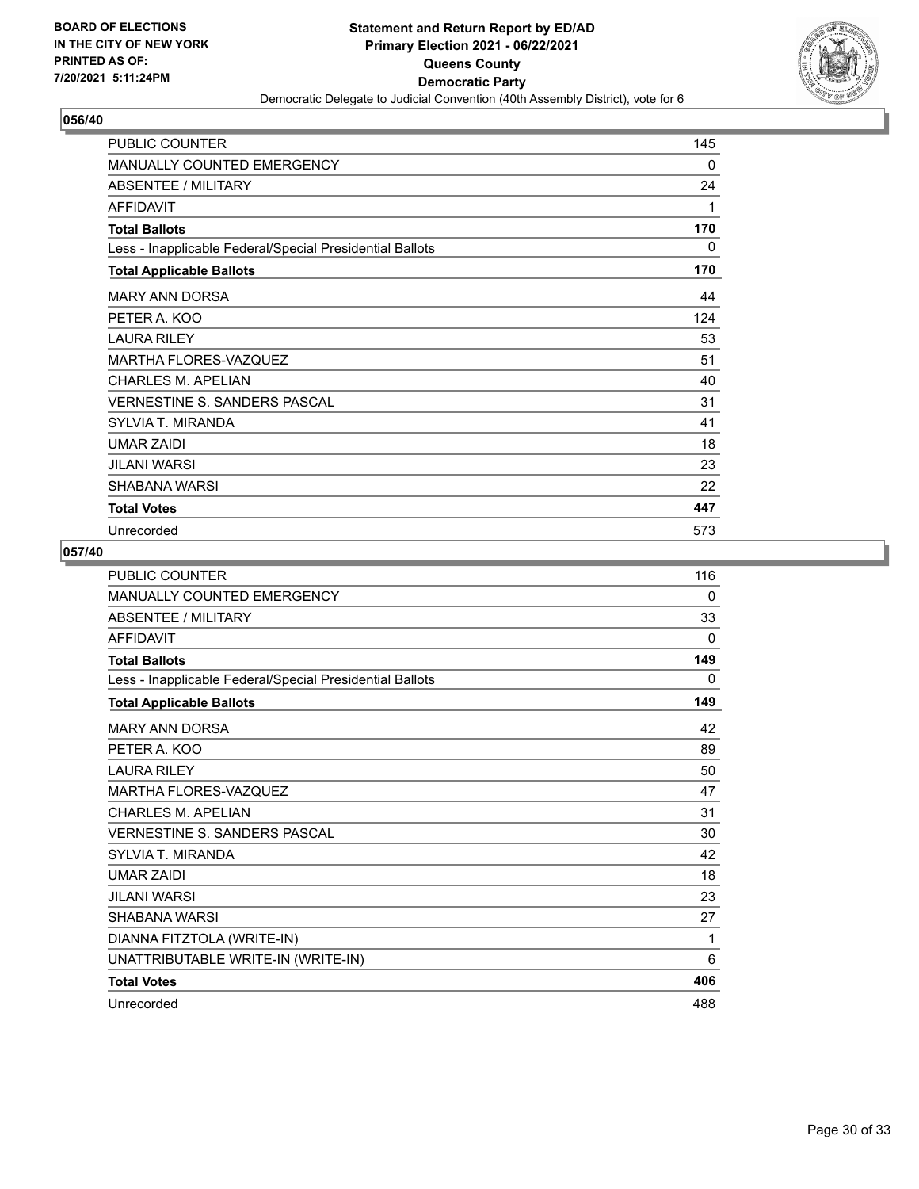BOARD OF ELECTIONS
IN THE CITY OF NEW YORK
PRINTED AS OF:
7/20/2021 5:11:24PM

**Statement and Return Report by ED/AD**
**Primary Election 2021 - 06/22/2021**
**Queens County**
**Democratic Party**
Democratic Delegate to Judicial Convention (40th Assembly District), vote for 6

## 056/40

| | |
|---|---|
| PUBLIC COUNTER | 145 |
| MANUALLY COUNTED EMERGENCY | 0 |
| ABSENTEE / MILITARY | 24 |
| AFFIDAVIT | 1 |
| **Total Ballots** | **170** |
| Less - Inapplicable Federal/Special Presidential Ballots | 0 |
| **Total Applicable Ballots** | **170** |
| MARY ANN DORSA | 44 |
| PETER A. KOO | 124 |
| LAURA RILEY | 53 |
| MARTHA FLORES-VAZQUEZ | 51 |
| CHARLES M. APELIAN | 40 |
| VERNESTINE S. SANDERS PASCAL | 31 |
| SYLVIA T. MIRANDA | 41 |
| UMAR ZAIDI | 18 |
| JILANI WARSI | 23 |
| SHABANA WARSI | 22 |
| **Total Votes** | **447** |
| Unrecorded | 573 |

## 057/40

| | |
|---|---|
| PUBLIC COUNTER | 116 |
| MANUALLY COUNTED EMERGENCY | 0 |
| ABSENTEE / MILITARY | 33 |
| AFFIDAVIT | 0 |
| **Total Ballots** | **149** |
| Less - Inapplicable Federal/Special Presidential Ballots | 0 |
| **Total Applicable Ballots** | **149** |
| MARY ANN DORSA | 42 |
| PETER A. KOO | 89 |
| LAURA RILEY | 50 |
| MARTHA FLORES-VAZQUEZ | 47 |
| CHARLES M. APELIAN | 31 |
| VERNESTINE S. SANDERS PASCAL | 30 |
| SYLVIA T. MIRANDA | 42 |
| UMAR ZAIDI | 18 |
| JILANI WARSI | 23 |
| SHABANA WARSI | 27 |
| DIANNA FITZTOLA (WRITE-IN) | 1 |
| UNATTRIBUTABLE WRITE-IN (WRITE-IN) | 6 |
| **Total Votes** | **406** |
| Unrecorded | 488 |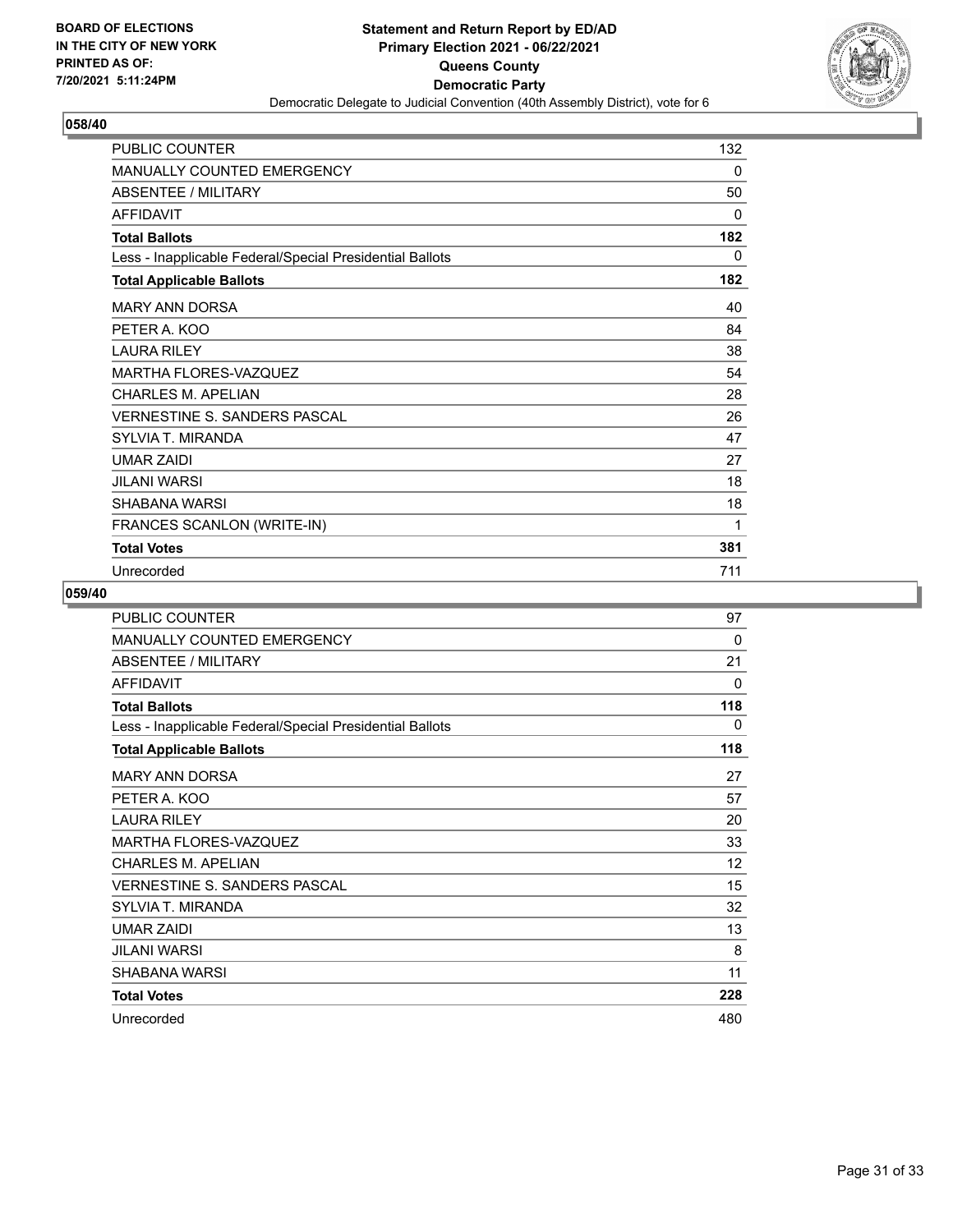**Statement and Return Report by ED/AD**
**Primary Election 2021 - 06/22/2021**
**Queens County**
**Democratic Party**
Democratic Delegate to Judicial Convention (40th Assembly District), vote for 6

BOARD OF ELECTIONS
IN THE CITY OF NEW YORK
PRINTED AS OF:
7/20/2021 5:11:24PM

## 058/40

| | |
|---|---|
| PUBLIC COUNTER | 132 |
| MANUALLY COUNTED EMERGENCY | 0 |
| ABSENTEE / MILITARY | 50 |
| AFFIDAVIT | 0 |
| **Total Ballots** | **182** |
| Less - Inapplicable Federal/Special Presidential Ballots | 0 |
| **Total Applicable Ballots** | **182** |
| MARY ANN DORSA | 40 |
| PETER A. KOO | 84 |
| LAURA RILEY | 38 |
| MARTHA FLORES-VAZQUEZ | 54 |
| CHARLES M. APELIAN | 28 |
| VERNESTINE S. SANDERS PASCAL | 26 |
| SYLVIA T. MIRANDA | 47 |
| UMAR ZAIDI | 27 |
| JILANI WARSI | 18 |
| SHABANA WARSI | 18 |
| FRANCES SCANLON (WRITE-IN) | 1 |
| **Total Votes** | **381** |
| Unrecorded | 711 |

## 059/40

| | |
|---|---|
| PUBLIC COUNTER | 97 |
| MANUALLY COUNTED EMERGENCY | 0 |
| ABSENTEE / MILITARY | 21 |
| AFFIDAVIT | 0 |
| **Total Ballots** | **118** |
| Less - Inapplicable Federal/Special Presidential Ballots | 0 |
| **Total Applicable Ballots** | **118** |
| MARY ANN DORSA | 27 |
| PETER A. KOO | 57 |
| LAURA RILEY | 20 |
| MARTHA FLORES-VAZQUEZ | 33 |
| CHARLES M. APELIAN | 12 |
| VERNESTINE S. SANDERS PASCAL | 15 |
| SYLVIA T. MIRANDA | 32 |
| UMAR ZAIDI | 13 |
| JILANI WARSI | 8 |
| SHABANA WARSI | 11 |
| **Total Votes** | **228** |
| Unrecorded | 480 |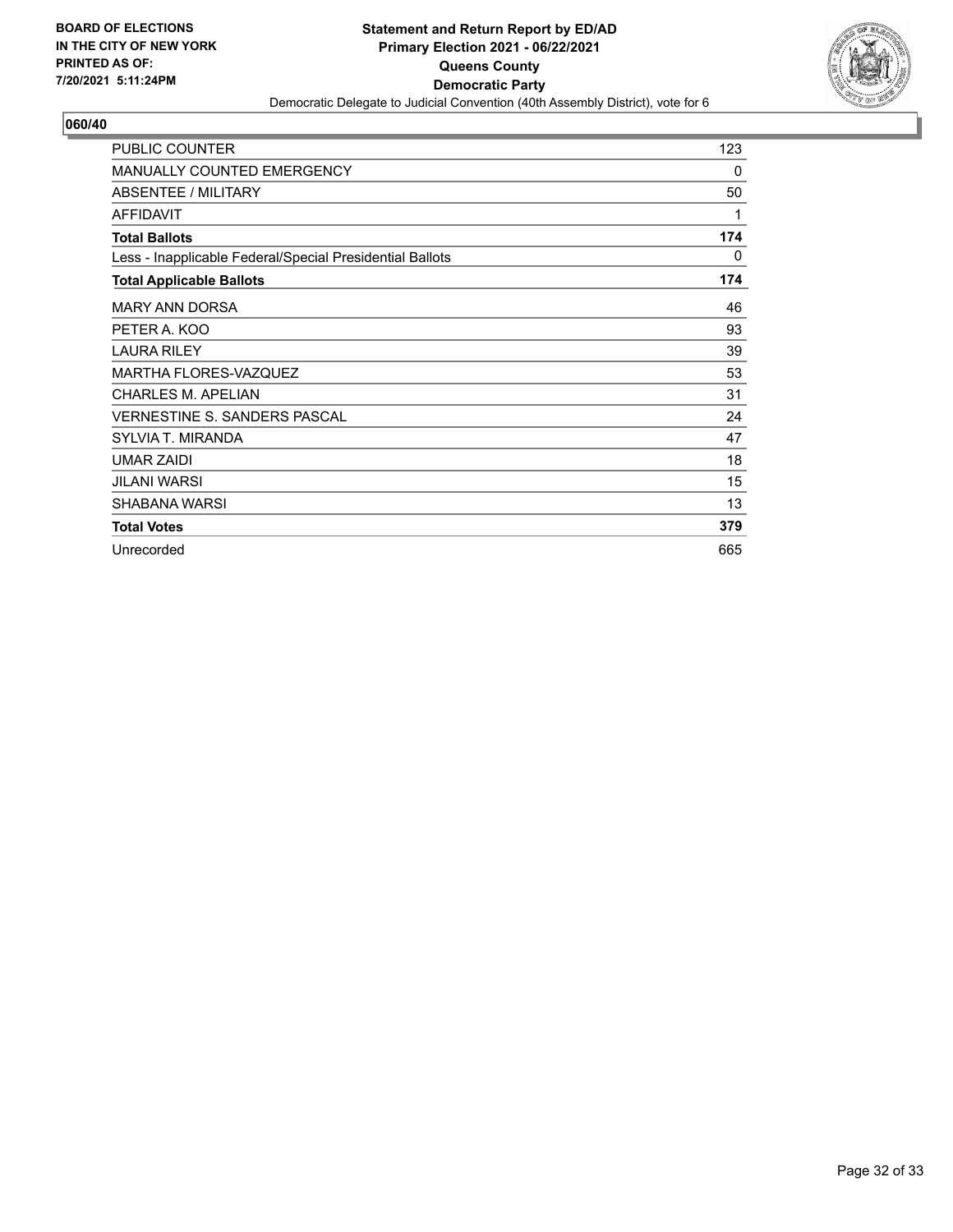**BOARD OF ELECTIONS IN THE CITY OF NEW YORK PRINTED AS OF: 7/20/2021 5:11:24PM**

**Statement and Return Report by ED/AD**
**Primary Election 2021 - 06/22/2021**
**Queens County**
**Democratic Party**
Democratic Delegate to Judicial Convention (40th Assembly District), vote for 6

## 060/40

| | |
|---|---|
| PUBLIC COUNTER | 123 |
| MANUALLY COUNTED EMERGENCY | 0 |
| ABSENTEE / MILITARY | 50 |
| AFFIDAVIT | 1 |
| **Total Ballots** | **174** |
| Less - Inapplicable Federal/Special Presidential Ballots | 0 |
| **Total Applicable Ballots** | **174** |
| MARY ANN DORSA | 46 |
| PETER A. KOO | 93 |
| LAURA RILEY | 39 |
| MARTHA FLORES-VAZQUEZ | 53 |
| CHARLES M. APELIAN | 31 |
| VERNESTINE S. SANDERS PASCAL | 24 |
| SYLVIA T. MIRANDA | 47 |
| UMAR ZAIDI | 18 |
| JILANI WARSI | 15 |
| SHABANA WARSI | 13 |
| **Total Votes** | **379** |
| Unrecorded | 665 |